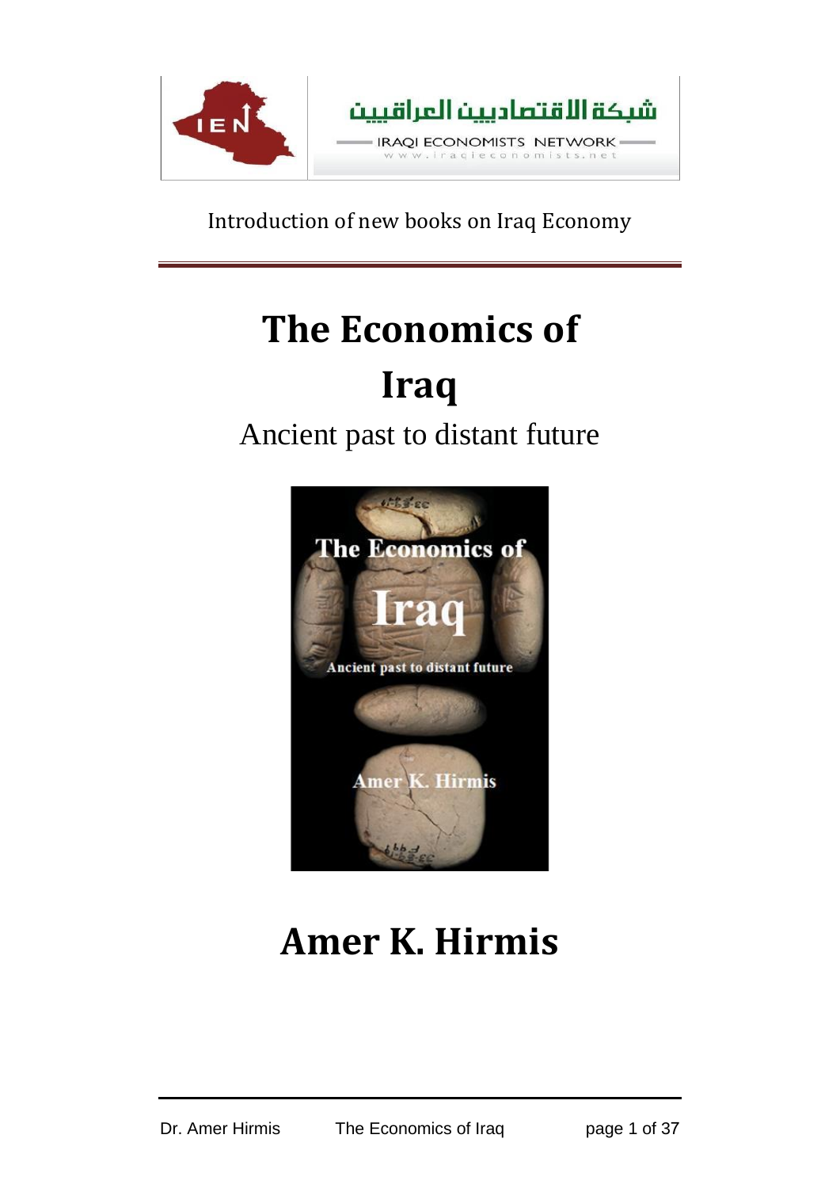شبكة الاقتصاديين العراقيين

IRAQI ECONOMISTS NETWORK

www.iraqieconomists.net

Introduction of new books on Iraq Economy

# The Economics of Iraq

## Ancient past to distant future

# Amer K. Hirmis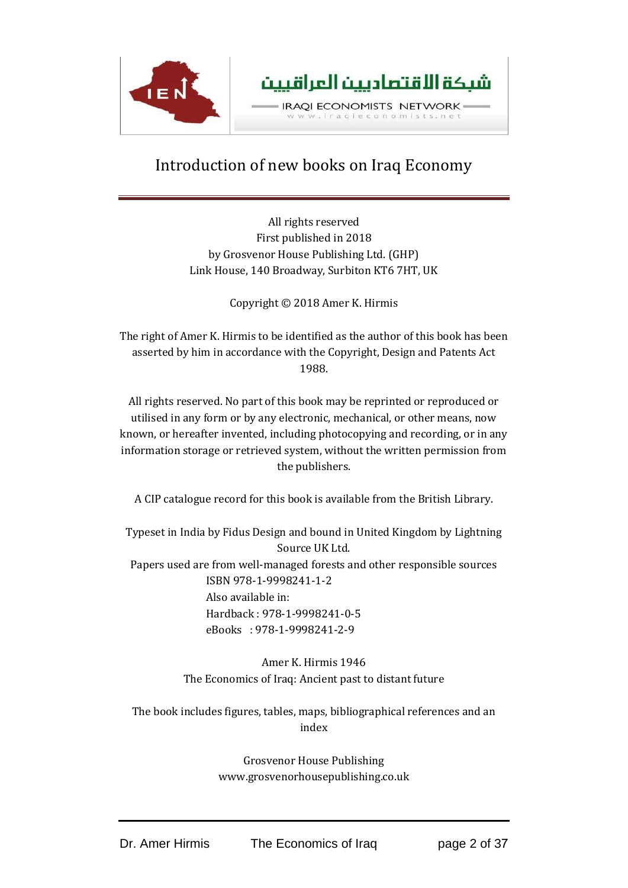شبكة الاقتصاديين العراقيين

IRAQI ECONOMISTS NETWORK

www.iraqieconomists.net

# Introduction of new books on Iraq Economy

All rights reserved
First published in 2018
by Grosvenor House Publishing Ltd. (GHP)
Link House, 140 Broadway, Surbiton KT6 7HT, UK

Copyright © 2018 Amer K. Hirmis

The right of Amer K. Hirmis to be identified as the author of this book has been asserted by him in accordance with the Copyright, Design and Patents Act 1988.

All rights reserved. No part of this book may be reprinted or reproduced or utilised in any form or by any electronic, mechanical, or other means, now known, or hereafter invented, including photocopying and recording, or in any information storage or retrieved system, without the written permission from the publishers.

A CIP catalogue record for this book is available from the British Library.

Typeset in India by Fidus Design and bound in United Kingdom by Lightning Source UK Ltd.
Papers used are from well-managed forests and other responsible sources
ISBN 978-1-9998241-1-2
Also available in:
Hardback : 978-1-9998241-0-5
eBooks : 978-1-9998241-2-9

Amer K. Hirmis 1946
The Economics of Iraq: Ancient past to distant future

The book includes figures, tables, maps, bibliographical references and an index

Grosvenor House Publishing
www.grosvenorhousepublishing.co.uk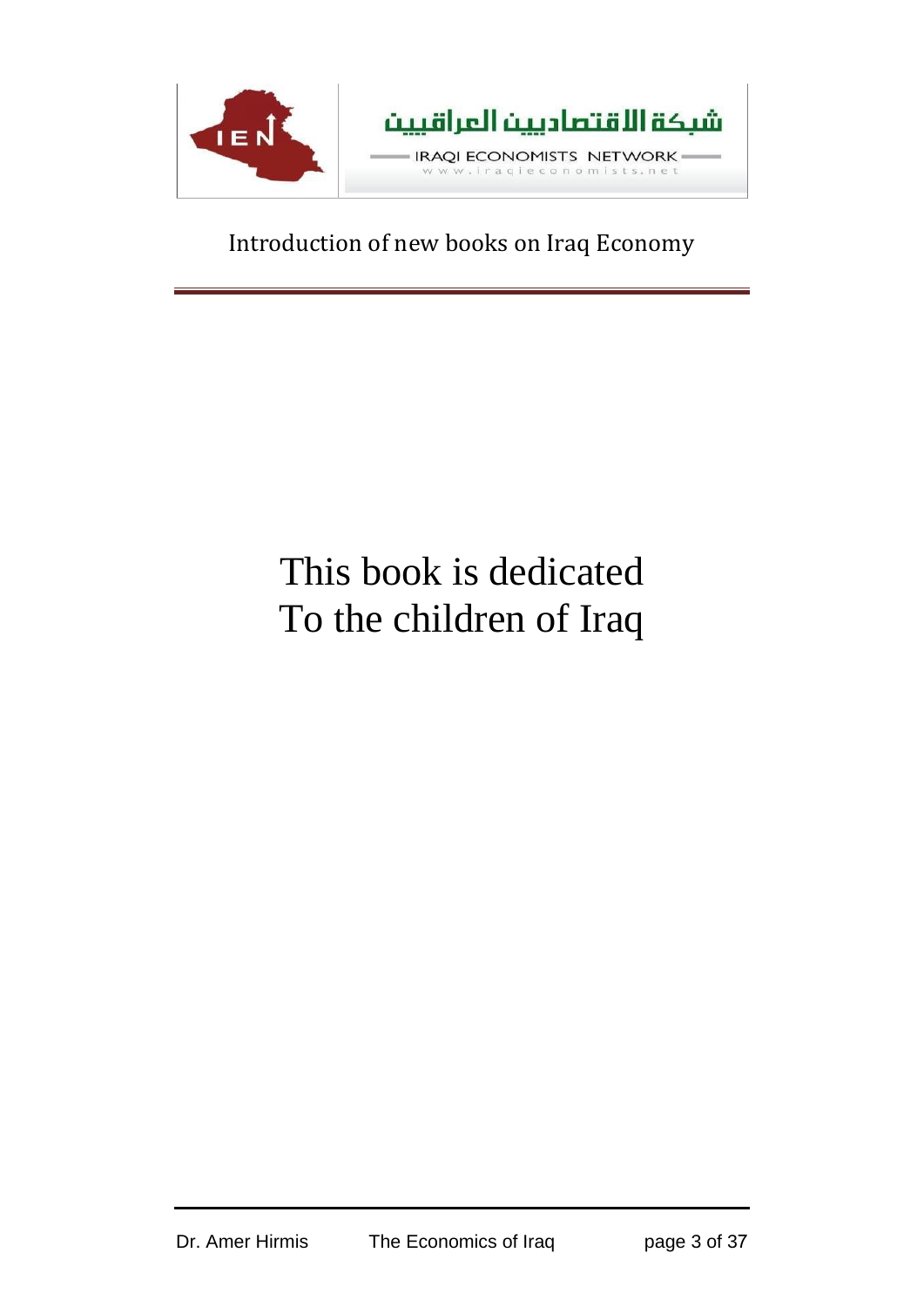This book is dedicated
To the children of Iraq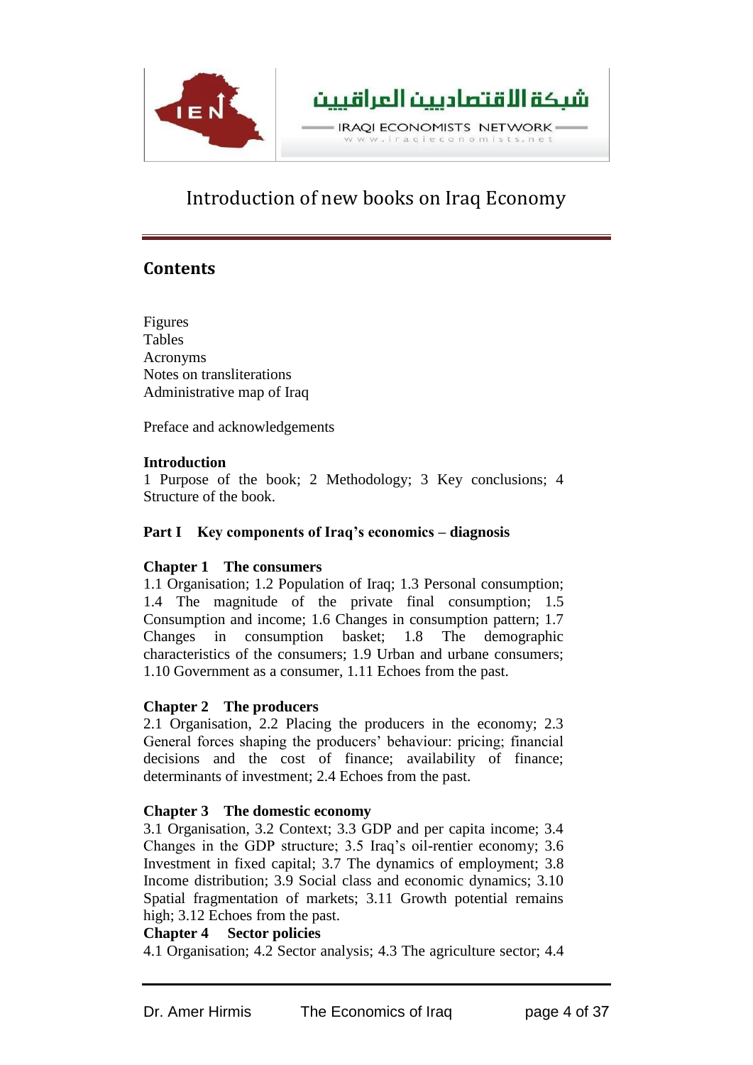# Introduction of new books on Iraq Economy

## Contents

Figures
Tables
Acronyms
Notes on transliterations
Administrative map of Iraq

Preface and acknowledgements

**Introduction**
1 Purpose of the book; 2 Methodology; 3 Key conclusions; 4 Structure of the book.

**Part I Key components of Iraq's economics – diagnosis**

**Chapter 1 The consumers**
1.1 Organisation; 1.2 Population of Iraq; 1.3 Personal consumption; 1.4 The magnitude of the private final consumption; 1.5 Consumption and income; 1.6 Changes in consumption pattern; 1.7 Changes in consumption basket; 1.8 The demographic characteristics of the consumers; 1.9 Urban and urbane consumers; 1.10 Government as a consumer, 1.11 Echoes from the past.

**Chapter 2 The producers**
2.1 Organisation, 2.2 Placing the producers in the economy; 2.3 General forces shaping the producers' behaviour: pricing; financial decisions and the cost of finance; availability of finance; determinants of investment; 2.4 Echoes from the past.

**Chapter 3 The domestic economy**
3.1 Organisation, 3.2 Context; 3.3 GDP and per capita income; 3.4 Changes in the GDP structure; 3.5 Iraq's oil-rentier economy; 3.6 Investment in fixed capital; 3.7 The dynamics of employment; 3.8 Income distribution; 3.9 Social class and economic dynamics; 3.10 Spatial fragmentation of markets; 3.11 Growth potential remains high; 3.12 Echoes from the past.

**Chapter 4 Sector policies**
4.1 Organisation; 4.2 Sector analysis; 4.3 The agriculture sector; 4.4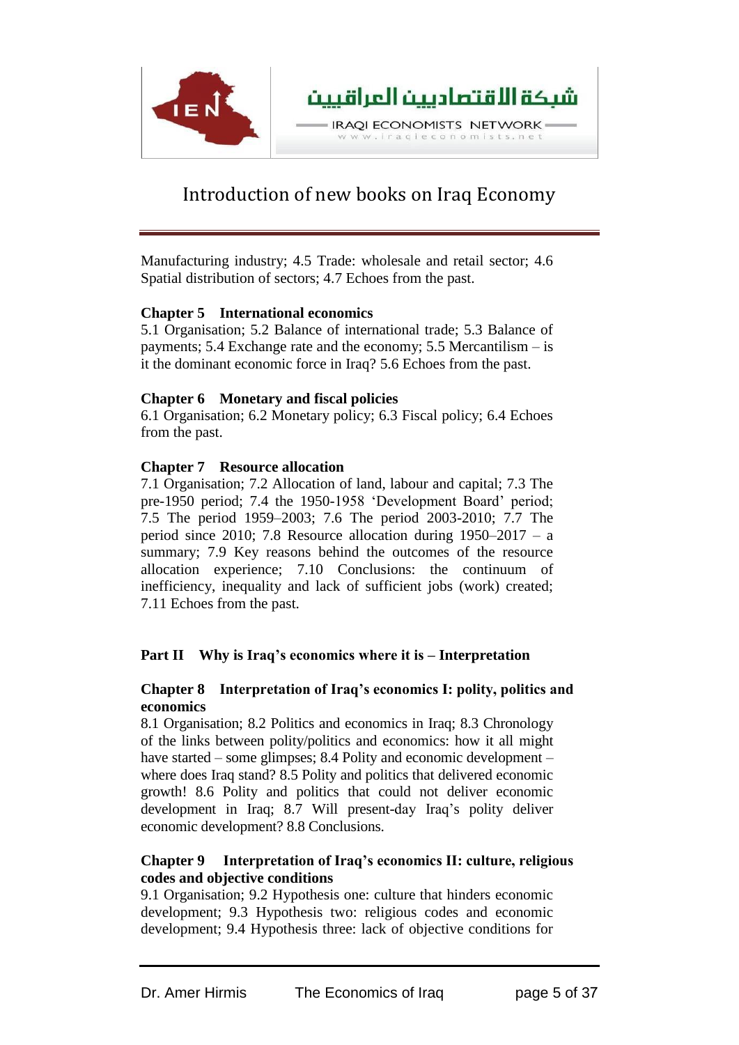Manufacturing industry; 4.5 Trade: wholesale and retail sector; 4.6 Spatial distribution of sectors; 4.7 Echoes from the past.

**Chapter 5 International economics**

5.1 Organisation; 5.2 Balance of international trade; 5.3 Balance of payments; 5.4 Exchange rate and the economy; 5.5 Mercantilism – is it the dominant economic force in Iraq? 5.6 Echoes from the past.

**Chapter 6 Monetary and fiscal policies**

6.1 Organisation; 6.2 Monetary policy; 6.3 Fiscal policy; 6.4 Echoes from the past.

**Chapter 7 Resource allocation**

7.1 Organisation; 7.2 Allocation of land, labour and capital; 7.3 The pre-1950 period; 7.4 the 1950-1958 'Development Board' period; 7.5 The period 1959–2003; 7.6 The period 2003-2010; 7.7 The period since 2010; 7.8 Resource allocation during 1950–2017 – a summary; 7.9 Key reasons behind the outcomes of the resource allocation experience; 7.10 Conclusions: the continuum of inefficiency, inequality and lack of sufficient jobs (work) created; 7.11 Echoes from the past.

**Part II Why is Iraq's economics where it is – Interpretation**

**Chapter 8 Interpretation of Iraq's economics I: polity, politics and economics**

8.1 Organisation; 8.2 Politics and economics in Iraq; 8.3 Chronology of the links between polity/politics and economics: how it all might have started – some glimpses; 8.4 Polity and economic development – where does Iraq stand? 8.5 Polity and politics that delivered economic growth! 8.6 Polity and politics that could not deliver economic development in Iraq; 8.7 Will present-day Iraq's polity deliver economic development? 8.8 Conclusions.

**Chapter 9 Interpretation of Iraq's economics II: culture, religious codes and objective conditions**

9.1 Organisation; 9.2 Hypothesis one: culture that hinders economic development; 9.3 Hypothesis two: religious codes and economic development; 9.4 Hypothesis three: lack of objective conditions for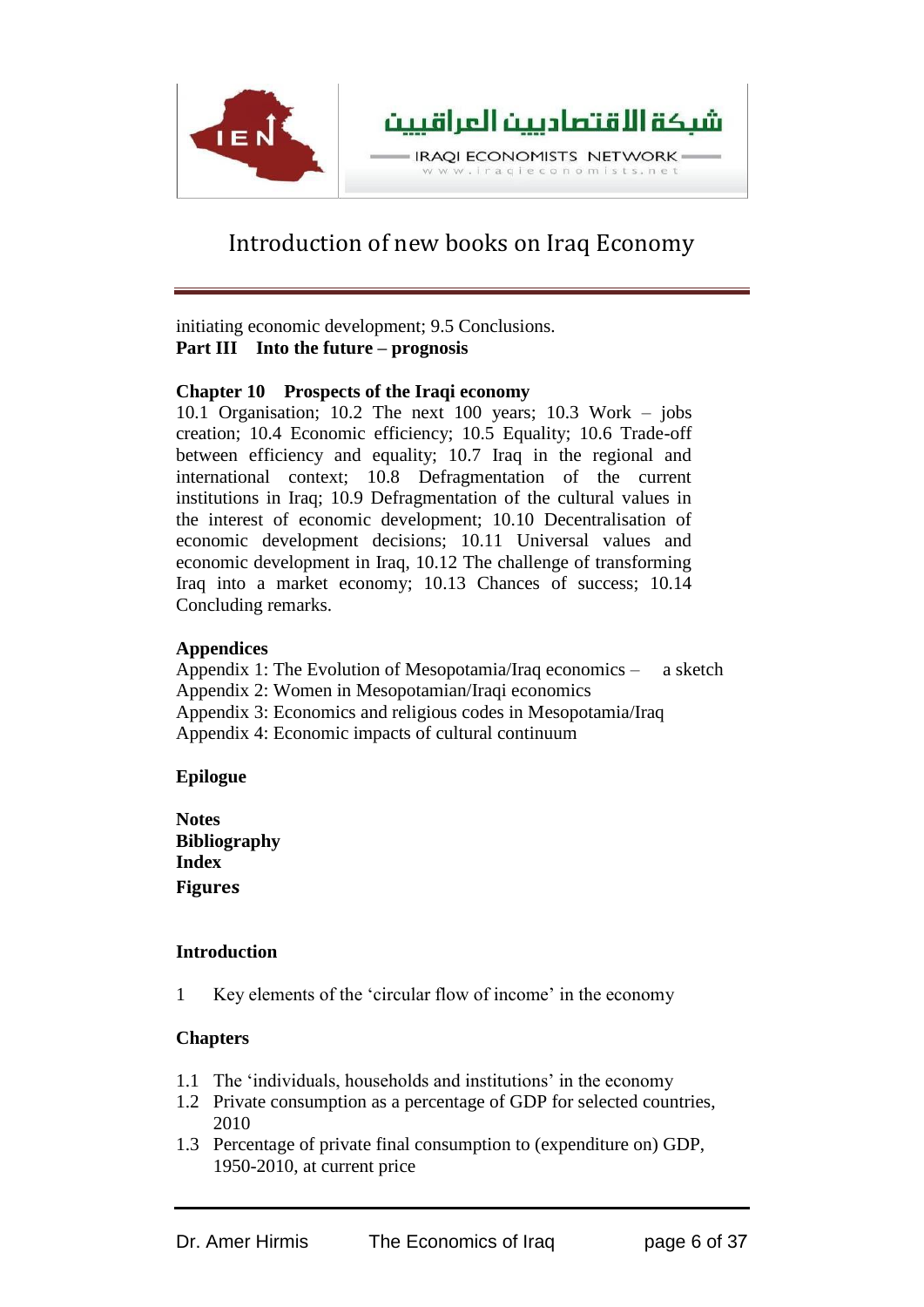initiating economic development; 9.5 Conclusions.

**Part III Into the future – prognosis**

**Chapter 10 Prospects of the Iraqi economy**

10.1 Organisation; 10.2 The next 100 years; 10.3 Work – jobs creation; 10.4 Economic efficiency; 10.5 Equality; 10.6 Trade-off between efficiency and equality; 10.7 Iraq in the regional and international context; 10.8 Defragmentation of the current institutions in Iraq; 10.9 Defragmentation of the cultural values in the interest of economic development; 10.10 Decentralisation of economic development decisions; 10.11 Universal values and economic development in Iraq, 10.12 The challenge of transforming Iraq into a market economy; 10.13 Chances of success; 10.14 Concluding remarks.

**Appendices**

Appendix 1: The Evolution of Mesopotamia/Iraq economics – a sketch
Appendix 2: Women in Mesopotamian/Iraqi economics
Appendix 3: Economics and religious codes in Mesopotamia/Iraq
Appendix 4: Economic impacts of cultural continuum

**Epilogue**

**Notes**
**Bibliography**
**Index**
**Figures**

**Introduction**

1 Key elements of the 'circular flow of income' in the economy

**Chapters**

1.1 The 'individuals, households and institutions' in the economy
1.2 Private consumption as a percentage of GDP for selected countries, 2010
1.3 Percentage of private final consumption to (expenditure on) GDP, 1950-2010, at current price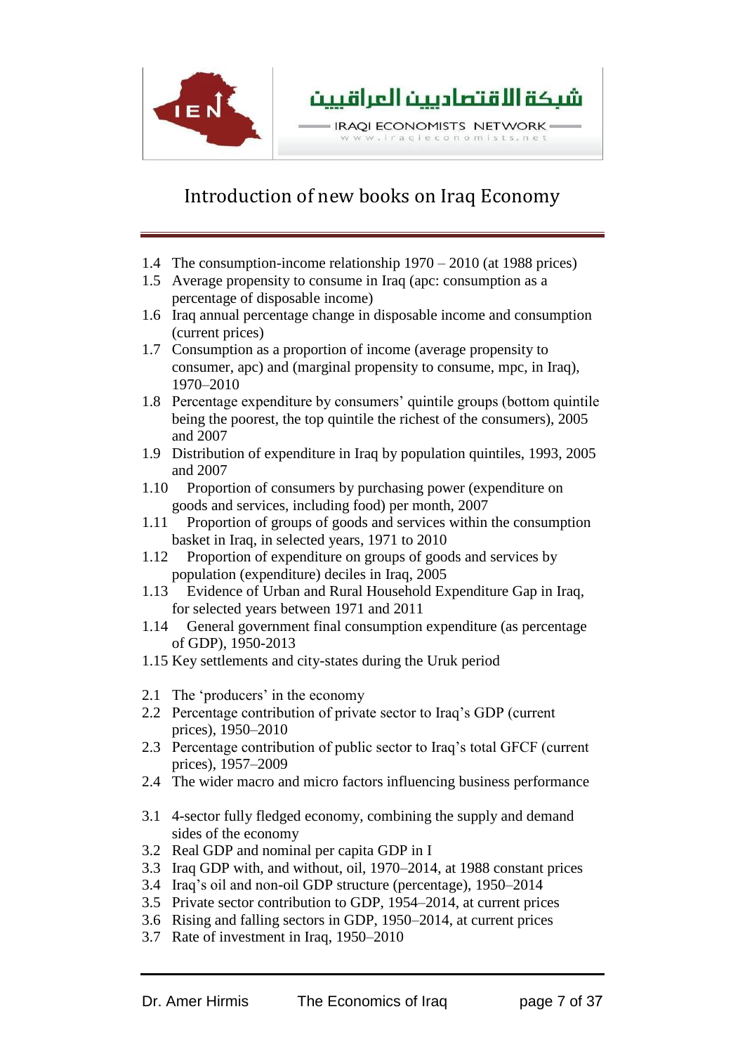1.4 The consumption-income relationship 1970 – 2010 (at 1988 prices)
1.5 Average propensity to consume in Iraq (apc: consumption as a percentage of disposable income)
1.6 Iraq annual percentage change in disposable income and consumption (current prices)
1.7 Consumption as a proportion of income (average propensity to consumer, apc) and (marginal propensity to consume, mpc, in Iraq), 1970–2010
1.8 Percentage expenditure by consumers' quintile groups (bottom quintile being the poorest, the top quintile the richest of the consumers), 2005 and 2007
1.9 Distribution of expenditure in Iraq by population quintiles, 1993, 2005 and 2007
1.10 Proportion of consumers by purchasing power (expenditure on goods and services, including food) per month, 2007
1.11 Proportion of groups of goods and services within the consumption basket in Iraq, in selected years, 1971 to 2010
1.12 Proportion of expenditure on groups of goods and services by population (expenditure) deciles in Iraq, 2005
1.13 Evidence of Urban and Rural Household Expenditure Gap in Iraq, for selected years between 1971 and 2011
1.14 General government final consumption expenditure (as percentage of GDP), 1950-2013
1.15 Key settlements and city-states during the Uruk period

2.1 The 'producers' in the economy
2.2 Percentage contribution of private sector to Iraq's GDP (current prices), 1950–2010
2.3 Percentage contribution of public sector to Iraq's total GFCF (current prices), 1957–2009
2.4 The wider macro and micro factors influencing business performance

3.1 4-sector fully fledged economy, combining the supply and demand sides of the economy
3.2 Real GDP and nominal per capita GDP in I
3.3 Iraq GDP with, and without, oil, 1970–2014, at 1988 constant prices
3.4 Iraq's oil and non-oil GDP structure (percentage), 1950–2014
3.5 Private sector contribution to GDP, 1954–2014, at current prices
3.6 Rising and falling sectors in GDP, 1950–2014, at current prices
3.7 Rate of investment in Iraq, 1950–2010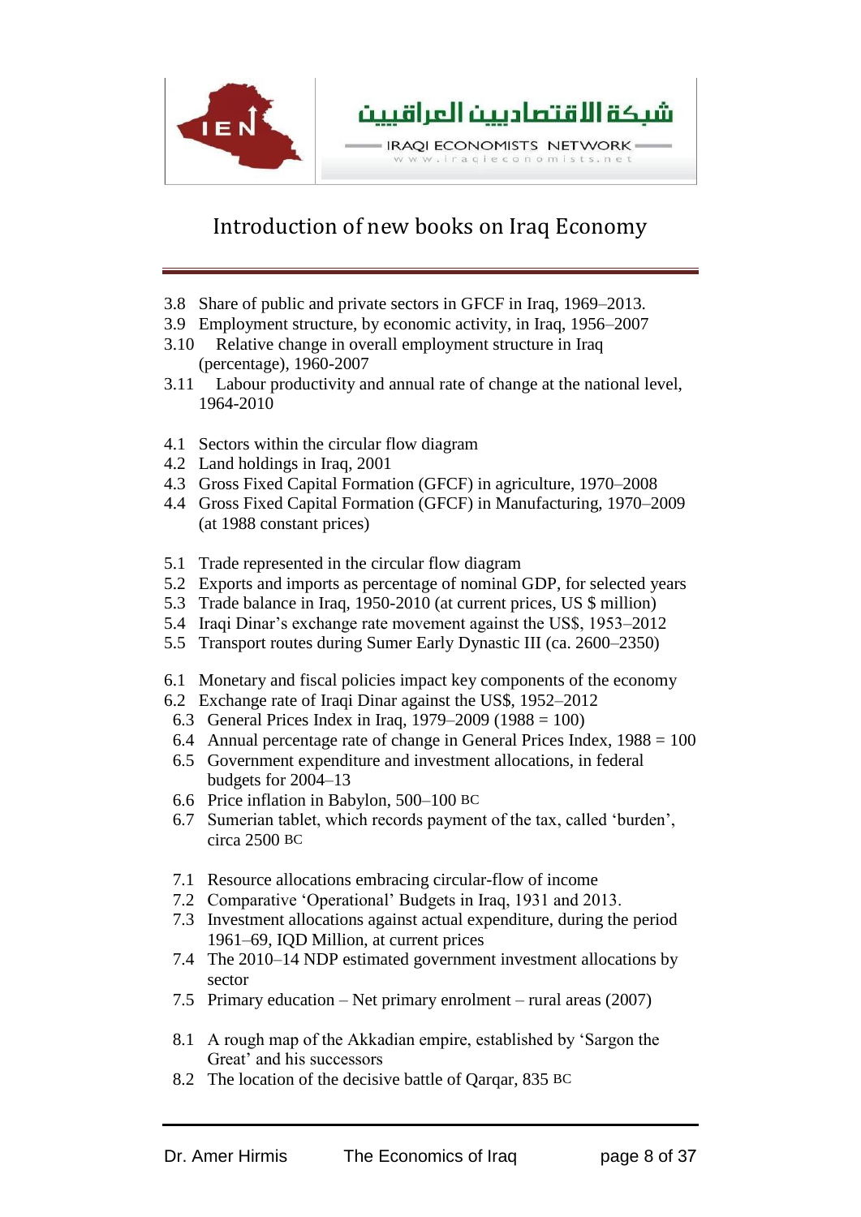3.8 Share of public and private sectors in GFCF in Iraq, 1969–2013.
3.9 Employment structure, by economic activity, in Iraq, 1956–2007
3.10 Relative change in overall employment structure in Iraq (percentage), 1960-2007
3.11 Labour productivity and annual rate of change at the national level, 1964-2010

4.1 Sectors within the circular flow diagram
4.2 Land holdings in Iraq, 2001
4.3 Gross Fixed Capital Formation (GFCF) in agriculture, 1970–2008
4.4 Gross Fixed Capital Formation (GFCF) in Manufacturing, 1970–2009 (at 1988 constant prices)

5.1 Trade represented in the circular flow diagram
5.2 Exports and imports as percentage of nominal GDP, for selected years
5.3 Trade balance in Iraq, 1950-2010 (at current prices, US $ million)
5.4 Iraqi Dinar's exchange rate movement against the US$, 1953–2012
5.5 Transport routes during Sumer Early Dynastic III (ca. 2600–2350)

6.1 Monetary and fiscal policies impact key components of the economy
6.2 Exchange rate of Iraqi Dinar against the US$, 1952–2012
6.3 General Prices Index in Iraq, 1979–2009 (1988 = 100)
6.4 Annual percentage rate of change in General Prices Index, 1988 = 100
6.5 Government expenditure and investment allocations, in federal budgets for 2004–13
6.6 Price inflation in Babylon, 500–100 BC
6.7 Sumerian tablet, which records payment of the tax, called 'burden', circa 2500 BC

7.1 Resource allocations embracing circular-flow of income
7.2 Comparative 'Operational' Budgets in Iraq, 1931 and 2013.
7.3 Investment allocations against actual expenditure, during the period 1961–69, IQD Million, at current prices
7.4 The 2010–14 NDP estimated government investment allocations by sector
7.5 Primary education – Net primary enrolment – rural areas (2007)

8.1 A rough map of the Akkadian empire, established by 'Sargon the Great' and his successors
8.2 The location of the decisive battle of Qarqar, 835 BC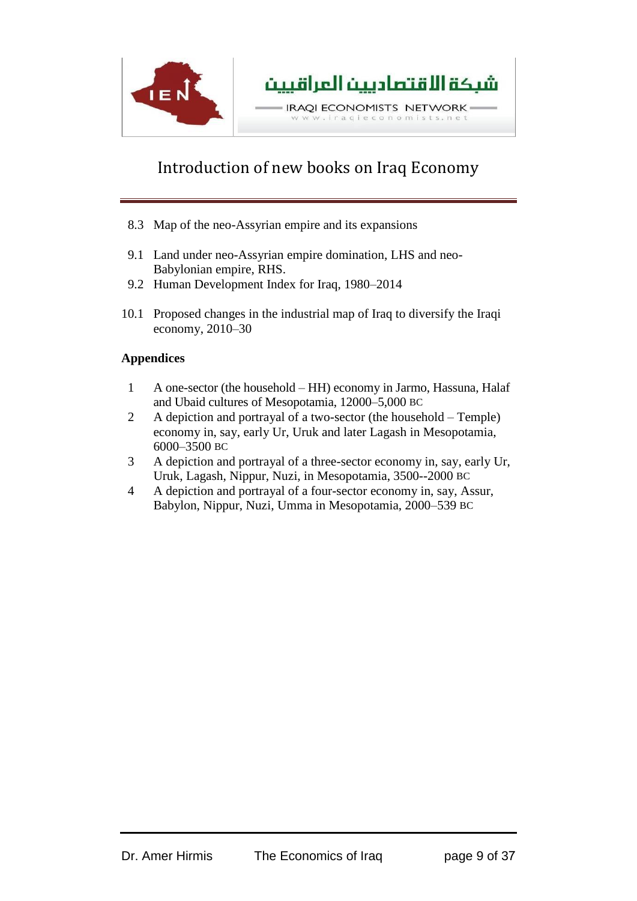8.3 Map of the neo-Assyrian empire and its expansions

9.1 Land under neo-Assyrian empire domination, LHS and neo-Babylonian empire, RHS.

9.2 Human Development Index for Iraq, 1980–2014

10.1 Proposed changes in the industrial map of Iraq to diversify the Iraqi economy, 2010–30

**Appendices**

1 A one-sector (the household – HH) economy in Jarmo, Hassuna, Halaf and Ubaid cultures of Mesopotamia, 12000–5,000 BC

2 A depiction and portrayal of a two-sector (the household – Temple) economy in, say, early Ur, Uruk and later Lagash in Mesopotamia, 6000–3500 BC

3 A depiction and portrayal of a three-sector economy in, say, early Ur, Uruk, Lagash, Nippur, Nuzi, in Mesopotamia, 3500--2000 BC

4 A depiction and portrayal of a four-sector economy in, say, Assur, Babylon, Nippur, Nuzi, Umma in Mesopotamia, 2000–539 BC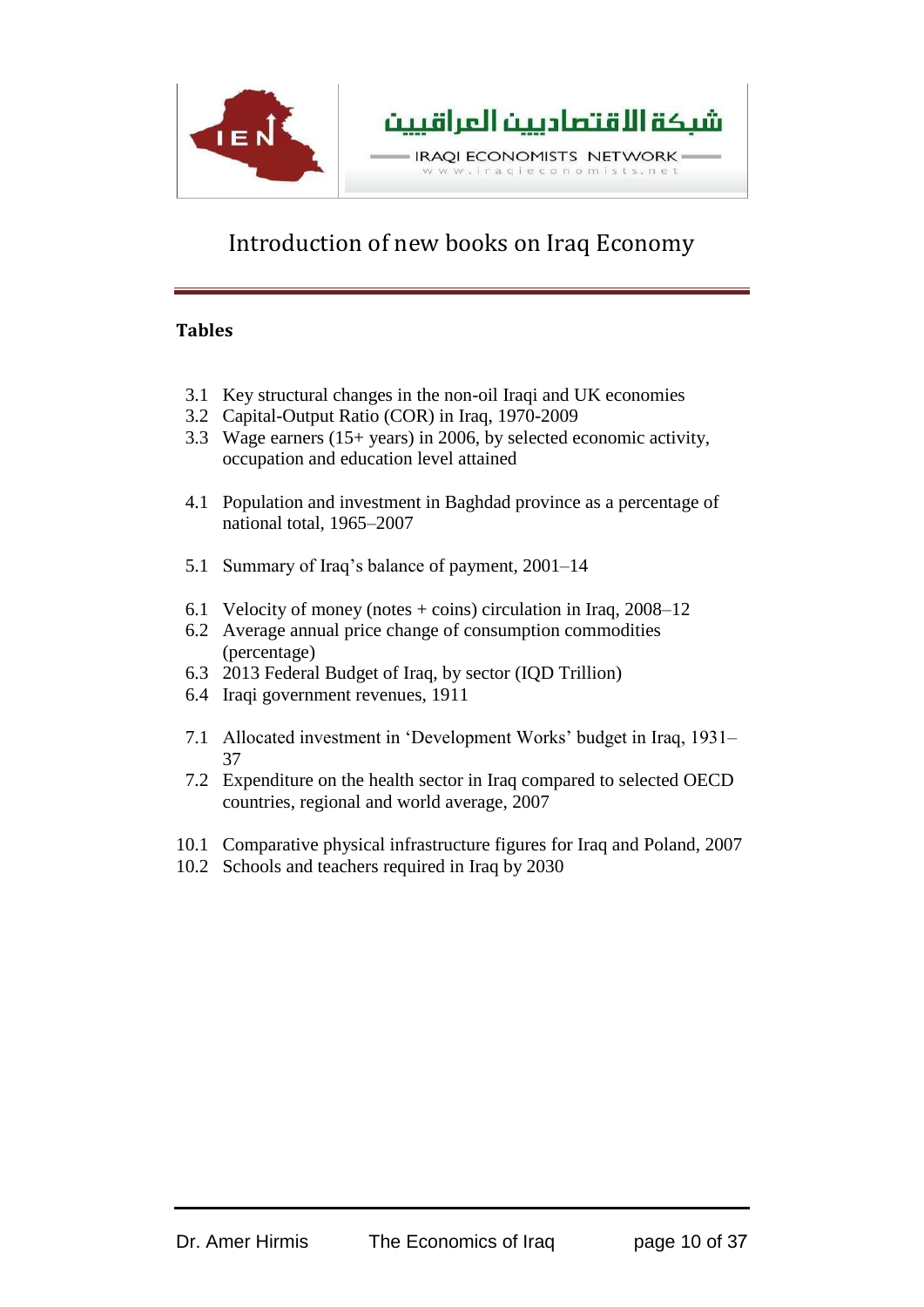## Introduction of new books on Iraq Economy

### Tables

3.1 Key structural changes in the non-oil Iraqi and UK economies
3.2 Capital-Output Ratio (COR) in Iraq, 1970-2009
3.3 Wage earners (15+ years) in 2006, by selected economic activity, occupation and education level attained

4.1 Population and investment in Baghdad province as a percentage of national total, 1965–2007

5.1 Summary of Iraq's balance of payment, 2001–14

6.1 Velocity of money (notes + coins) circulation in Iraq, 2008–12
6.2 Average annual price change of consumption commodities (percentage)
6.3 2013 Federal Budget of Iraq, by sector (IQD Trillion)
6.4 Iraqi government revenues, 1911

7.1 Allocated investment in 'Development Works' budget in Iraq, 1931–37
7.2 Expenditure on the health sector in Iraq compared to selected OECD countries, regional and world average, 2007

10.1 Comparative physical infrastructure figures for Iraq and Poland, 2007
10.2 Schools and teachers required in Iraq by 2030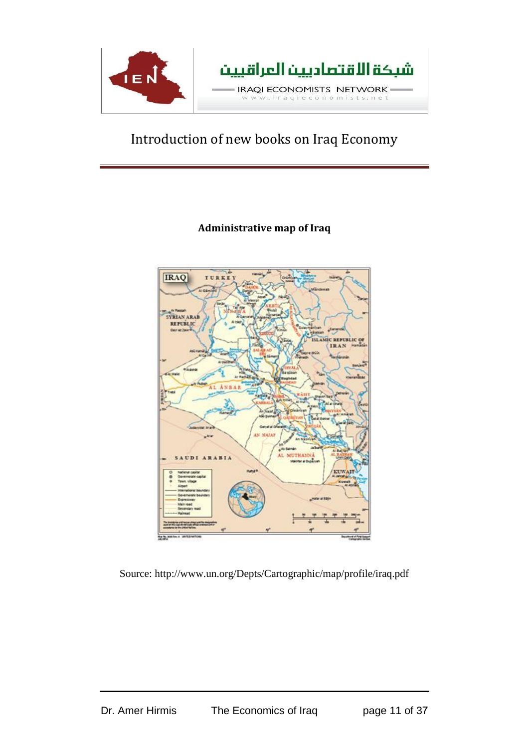**Administrative map of Iraq**

Source: http://www.un.org/Depts/Cartographic/map/profile/iraq.pdf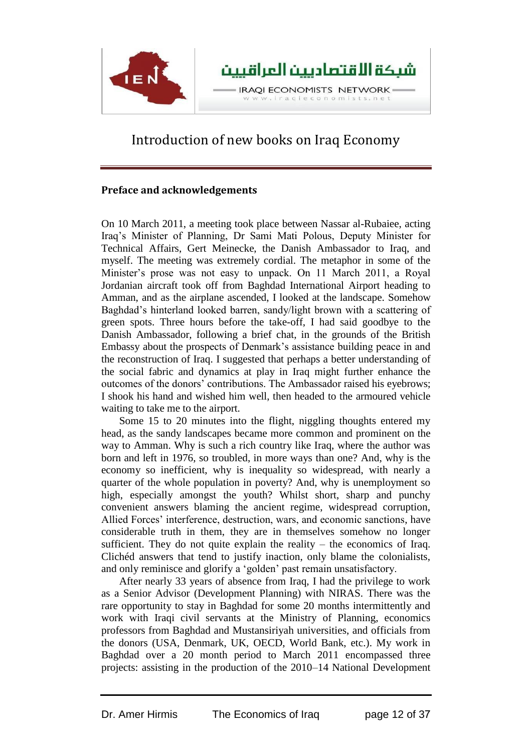# Introduction of new books on Iraq Economy

## Preface and acknowledgements

On 10 March 2011, a meeting took place between Nassar al-Rubaiee, acting Iraq's Minister of Planning, Dr Sami Mati Polous, Deputy Minister for Technical Affairs, Gert Meinecke, the Danish Ambassador to Iraq, and myself. The meeting was extremely cordial. The metaphor in some of the Minister's prose was not easy to unpack. On 11 March 2011, a Royal Jordanian aircraft took off from Baghdad International Airport heading to Amman, and as the airplane ascended, I looked at the landscape. Somehow Baghdad's hinterland looked barren, sandy/light brown with a scattering of green spots. Three hours before the take-off, I had said goodbye to the Danish Ambassador, following a brief chat, in the grounds of the British Embassy about the prospects of Denmark's assistance building peace in and the reconstruction of Iraq. I suggested that perhaps a better understanding of the social fabric and dynamics at play in Iraq might further enhance the outcomes of the donors' contributions. The Ambassador raised his eyebrows; I shook his hand and wished him well, then headed to the armoured vehicle waiting to take me to the airport.

Some 15 to 20 minutes into the flight, niggling thoughts entered my head, as the sandy landscapes became more common and prominent on the way to Amman. Why is such a rich country like Iraq, where the author was born and left in 1976, so troubled, in more ways than one? And, why is the economy so inefficient, why is inequality so widespread, with nearly a quarter of the whole population in poverty? And, why is unemployment so high, especially amongst the youth? Whilst short, sharp and punchy convenient answers blaming the ancient regime, widespread corruption, Allied Forces' interference, destruction, wars, and economic sanctions, have considerable truth in them, they are in themselves somehow no longer sufficient. They do not quite explain the reality – the economics of Iraq. Clichéd answers that tend to justify inaction, only blame the colonialists, and only reminisce and glorify a 'golden' past remain unsatisfactory.

After nearly 33 years of absence from Iraq, I had the privilege to work as a Senior Advisor (Development Planning) with NIRAS. There was the rare opportunity to stay in Baghdad for some 20 months intermittently and work with Iraqi civil servants at the Ministry of Planning, economics professors from Baghdad and Mustansiriyah universities, and officials from the donors (USA, Denmark, UK, OECD, World Bank, etc.). My work in Baghdad over a 20 month period to March 2011 encompassed three projects: assisting in the production of the 2010–14 National Development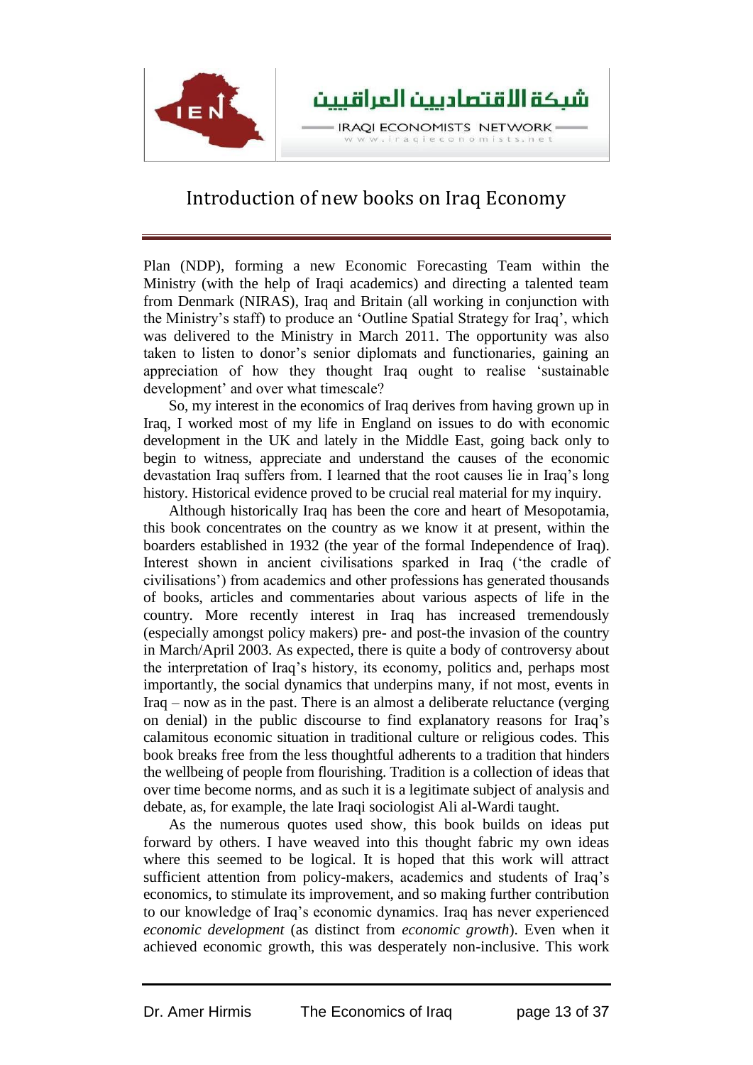Plan (NDP), forming a new Economic Forecasting Team within the Ministry (with the help of Iraqi academics) and directing a talented team from Denmark (NIRAS), Iraq and Britain (all working in conjunction with the Ministry's staff) to produce an 'Outline Spatial Strategy for Iraq', which was delivered to the Ministry in March 2011. The opportunity was also taken to listen to donor's senior diplomats and functionaries, gaining an appreciation of how they thought Iraq ought to realise 'sustainable development' and over what timescale?

So, my interest in the economics of Iraq derives from having grown up in Iraq, I worked most of my life in England on issues to do with economic development in the UK and lately in the Middle East, going back only to begin to witness, appreciate and understand the causes of the economic devastation Iraq suffers from. I learned that the root causes lie in Iraq's long history. Historical evidence proved to be crucial real material for my inquiry.

Although historically Iraq has been the core and heart of Mesopotamia, this book concentrates on the country as we know it at present, within the boarders established in 1932 (the year of the formal Independence of Iraq). Interest shown in ancient civilisations sparked in Iraq ('the cradle of civilisations') from academics and other professions has generated thousands of books, articles and commentaries about various aspects of life in the country. More recently interest in Iraq has increased tremendously (especially amongst policy makers) pre- and post-the invasion of the country in March/April 2003. As expected, there is quite a body of controversy about the interpretation of Iraq's history, its economy, politics and, perhaps most importantly, the social dynamics that underpins many, if not most, events in Iraq – now as in the past. There is an almost a deliberate reluctance (verging on denial) in the public discourse to find explanatory reasons for Iraq's calamitous economic situation in traditional culture or religious codes. This book breaks free from the less thoughtful adherents to a tradition that hinders the wellbeing of people from flourishing. Tradition is a collection of ideas that over time become norms, and as such it is a legitimate subject of analysis and debate, as, for example, the late Iraqi sociologist Ali al-Wardi taught.

As the numerous quotes used show, this book builds on ideas put forward by others. I have weaved into this thought fabric my own ideas where this seemed to be logical. It is hoped that this work will attract sufficient attention from policy-makers, academics and students of Iraq's economics, to stimulate its improvement, and so making further contribution to our knowledge of Iraq's economic dynamics. Iraq has never experienced *economic development* (as distinct from *economic growth*). Even when it achieved economic growth, this was desperately non-inclusive. This work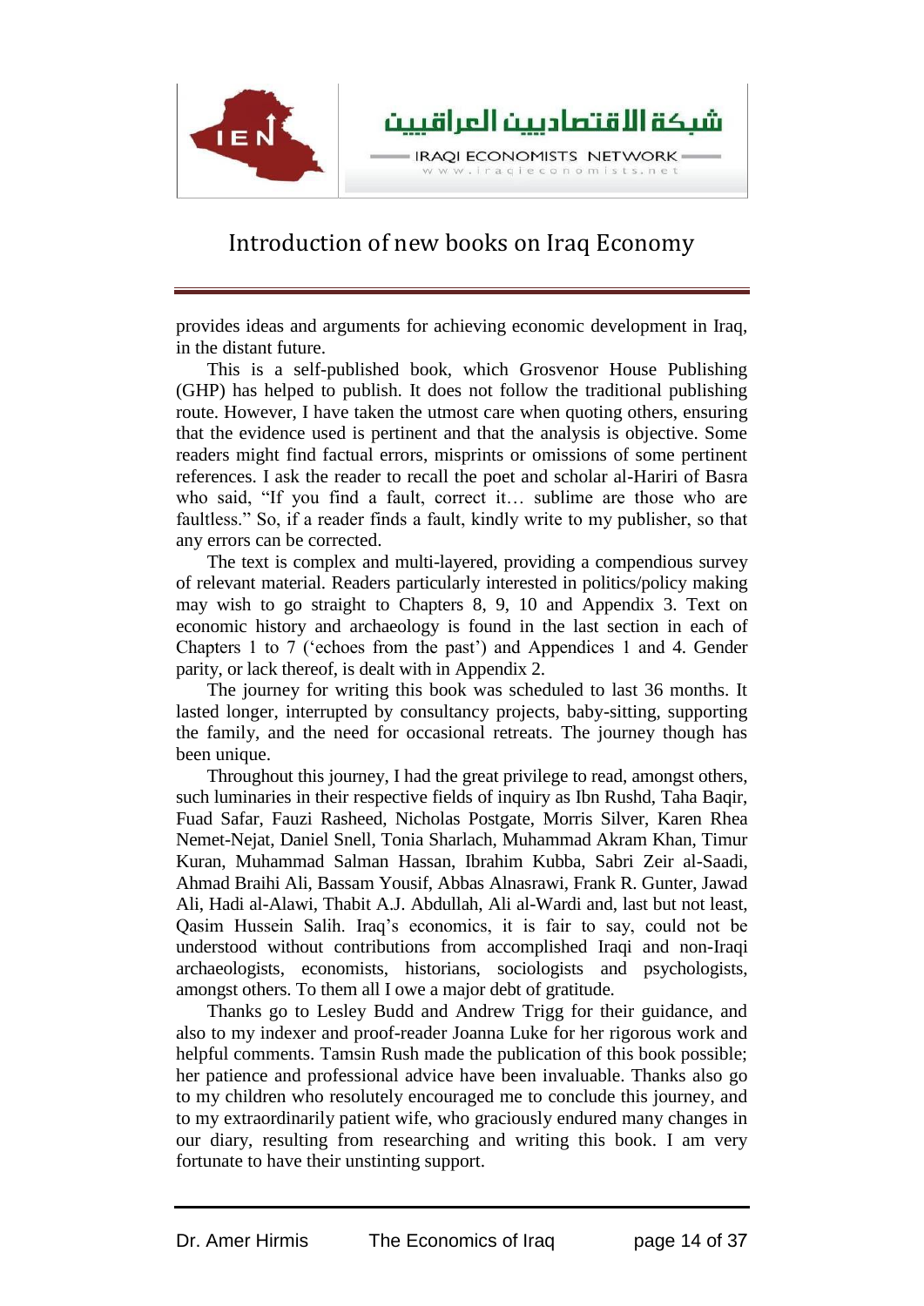provides ideas and arguments for achieving economic development in Iraq, in the distant future.

This is a self-published book, which Grosvenor House Publishing (GHP) has helped to publish. It does not follow the traditional publishing route. However, I have taken the utmost care when quoting others, ensuring that the evidence used is pertinent and that the analysis is objective. Some readers might find factual errors, misprints or omissions of some pertinent references. I ask the reader to recall the poet and scholar al-Hariri of Basra who said, "If you find a fault, correct it… sublime are those who are faultless." So, if a reader finds a fault, kindly write to my publisher, so that any errors can be corrected.

The text is complex and multi-layered, providing a compendious survey of relevant material. Readers particularly interested in politics/policy making may wish to go straight to Chapters 8, 9, 10 and Appendix 3. Text on economic history and archaeology is found in the last section in each of Chapters 1 to 7 ('echoes from the past') and Appendices 1 and 4. Gender parity, or lack thereof, is dealt with in Appendix 2.

The journey for writing this book was scheduled to last 36 months. It lasted longer, interrupted by consultancy projects, baby-sitting, supporting the family, and the need for occasional retreats. The journey though has been unique.

Throughout this journey, I had the great privilege to read, amongst others, such luminaries in their respective fields of inquiry as Ibn Rushd, Taha Baqir, Fuad Safar, Fauzi Rasheed, Nicholas Postgate, Morris Silver, Karen Rhea Nemet-Nejat, Daniel Snell, Tonia Sharlach, Muhammad Akram Khan, Timur Kuran, Muhammad Salman Hassan, Ibrahim Kubba, Sabri Zeir al-Saadi, Ahmad Braihi Ali, Bassam Yousif, Abbas Alnasrawi, Frank R. Gunter, Jawad Ali, Hadi al-Alawi, Thabit A.J. Abdullah, Ali al-Wardi and, last but not least, Qasim Hussein Salih. Iraq's economics, it is fair to say, could not be understood without contributions from accomplished Iraqi and non-Iraqi archaeologists, economists, historians, sociologists and psychologists, amongst others. To them all I owe a major debt of gratitude.

Thanks go to Lesley Budd and Andrew Trigg for their guidance, and also to my indexer and proof-reader Joanna Luke for her rigorous work and helpful comments. Tamsin Rush made the publication of this book possible; her patience and professional advice have been invaluable. Thanks also go to my children who resolutely encouraged me to conclude this journey, and to my extraordinarily patient wife, who graciously endured many changes in our diary, resulting from researching and writing this book. I am very fortunate to have their unstinting support.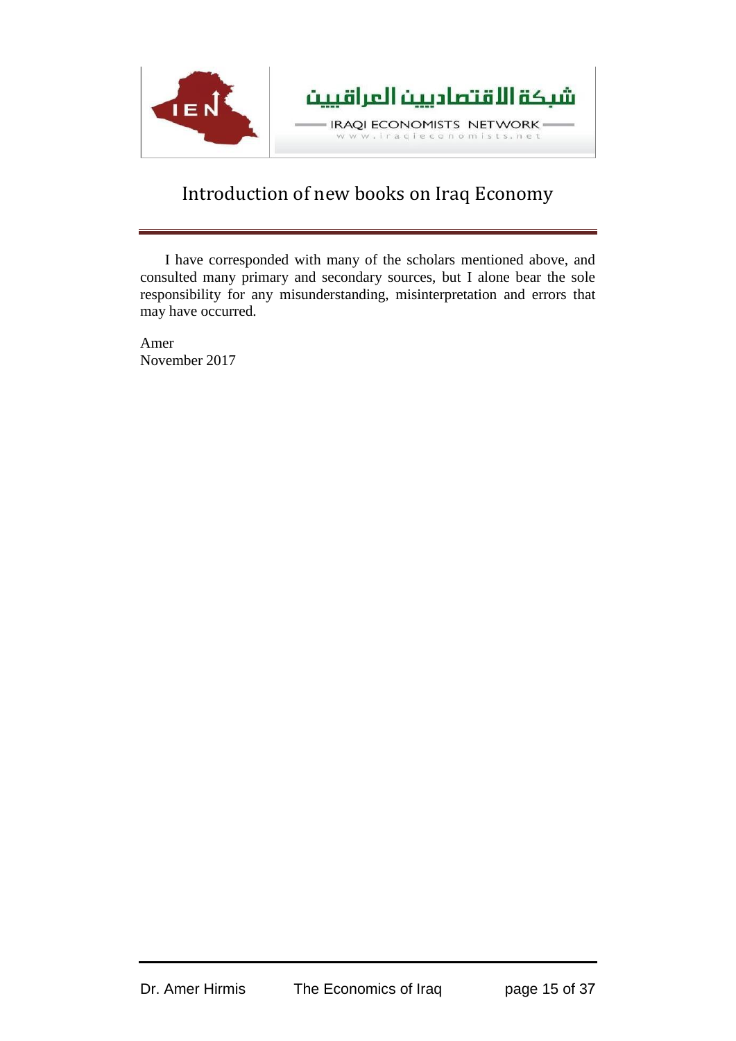I have corresponded with many of the scholars mentioned above, and consulted many primary and secondary sources, but I alone bear the sole responsibility for any misunderstanding, misinterpretation and errors that may have occurred.

Amer
November 2017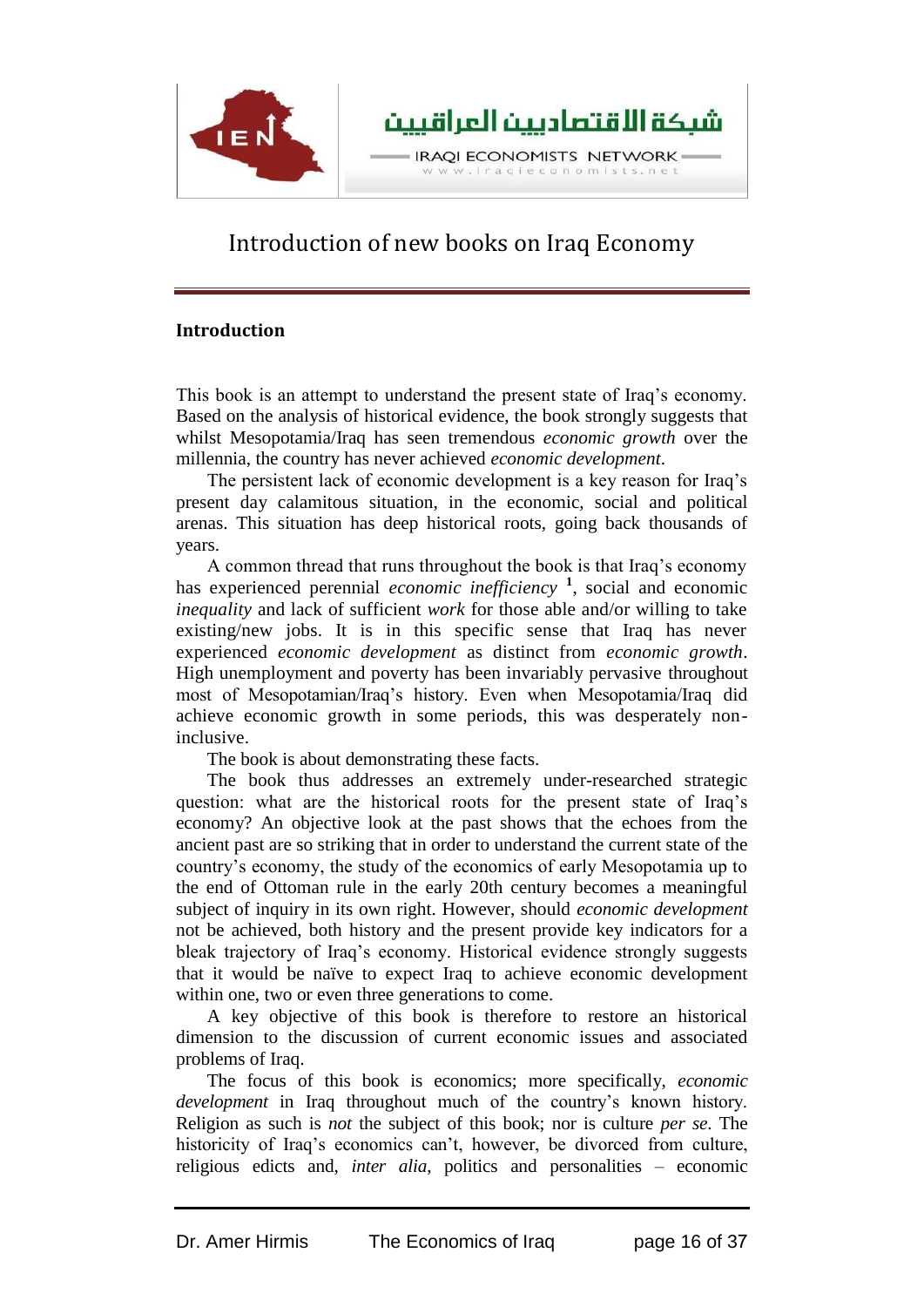# Introduction of new books on Iraq Economy

## Introduction

This book is an attempt to understand the present state of Iraq's economy. Based on the analysis of historical evidence, the book strongly suggests that whilst Mesopotamia/Iraq has seen tremendous *economic growth* over the millennia, the country has never achieved *economic development*.

The persistent lack of economic development is a key reason for Iraq's present day calamitous situation, in the economic, social and political arenas. This situation has deep historical roots, going back thousands of years.

A common thread that runs throughout the book is that Iraq's economy has experienced perennial *economic inefficiency* [1], social and economic *inequality* and lack of sufficient *work* for those able and/or willing to take existing/new jobs. It is in this specific sense that Iraq has never experienced *economic development* as distinct from *economic growth*. High unemployment and poverty has been invariably pervasive throughout most of Mesopotamian/Iraq's history. Even when Mesopotamia/Iraq did achieve economic growth in some periods, this was desperately non-inclusive.

The book is about demonstrating these facts.

The book thus addresses an extremely under-researched strategic question: what are the historical roots for the present state of Iraq's economy? An objective look at the past shows that the echoes from the ancient past are so striking that in order to understand the current state of the country's economy, the study of the economics of early Mesopotamia up to the end of Ottoman rule in the early 20th century becomes a meaningful subject of inquiry in its own right. However, should *economic development* not be achieved, both history and the present provide key indicators for a bleak trajectory of Iraq's economy. Historical evidence strongly suggests that it would be naïve to expect Iraq to achieve economic development within one, two or even three generations to come.

A key objective of this book is therefore to restore an historical dimension to the discussion of current economic issues and associated problems of Iraq.

The focus of this book is economics; more specifically, *economic development* in Iraq throughout much of the country's known history. Religion as such is *not* the subject of this book; nor is culture *per se*. The historicity of Iraq's economics can't, however, be divorced from culture, religious edicts and, *inter alia*, politics and personalities – economic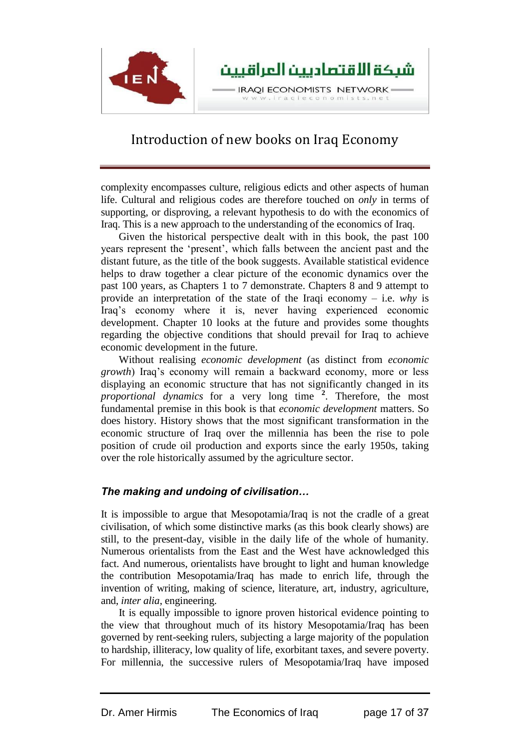complexity encompasses culture, religious edicts and other aspects of human life. Cultural and religious codes are therefore touched on *only* in terms of supporting, or disproving, a relevant hypothesis to do with the economics of Iraq. This is a new approach to the understanding of the economics of Iraq.

Given the historical perspective dealt with in this book, the past 100 years represent the 'present', which falls between the ancient past and the distant future, as the title of the book suggests. Available statistical evidence helps to draw together a clear picture of the economic dynamics over the past 100 years, as Chapters 1 to 7 demonstrate. Chapters 8 and 9 attempt to provide an interpretation of the state of the Iraqi economy – i.e. *why* is Iraq's economy where it is, never having experienced economic development. Chapter 10 looks at the future and provides some thoughts regarding the objective conditions that should prevail for Iraq to achieve economic development in the future.

Without realising *economic development* (as distinct from *economic growth*) Iraq's economy will remain a backward economy, more or less displaying an economic structure that has not significantly changed in its *proportional dynamics* for a very long time [2]. Therefore, the most fundamental premise in this book is that *economic development* matters. So does history. History shows that the most significant transformation in the economic structure of Iraq over the millennia has been the rise to pole position of crude oil production and exports since the early 1950s, taking over the role historically assumed by the agriculture sector.

### *The making and undoing of civilisation…*

It is impossible to argue that Mesopotamia/Iraq is not the cradle of a great civilisation, of which some distinctive marks (as this book clearly shows) are still, to the present-day, visible in the daily life of the whole of humanity. Numerous orientalists from the East and the West have acknowledged this fact. And numerous, orientalists have brought to light and human knowledge the contribution Mesopotamia/Iraq has made to enrich life, through the invention of writing, making of science, literature, art, industry, agriculture, and, *inter alia*, engineering.

It is equally impossible to ignore proven historical evidence pointing to the view that throughout much of its history Mesopotamia/Iraq has been governed by rent-seeking rulers, subjecting a large majority of the population to hardship, illiteracy, low quality of life, exorbitant taxes, and severe poverty. For millennia, the successive rulers of Mesopotamia/Iraq have imposed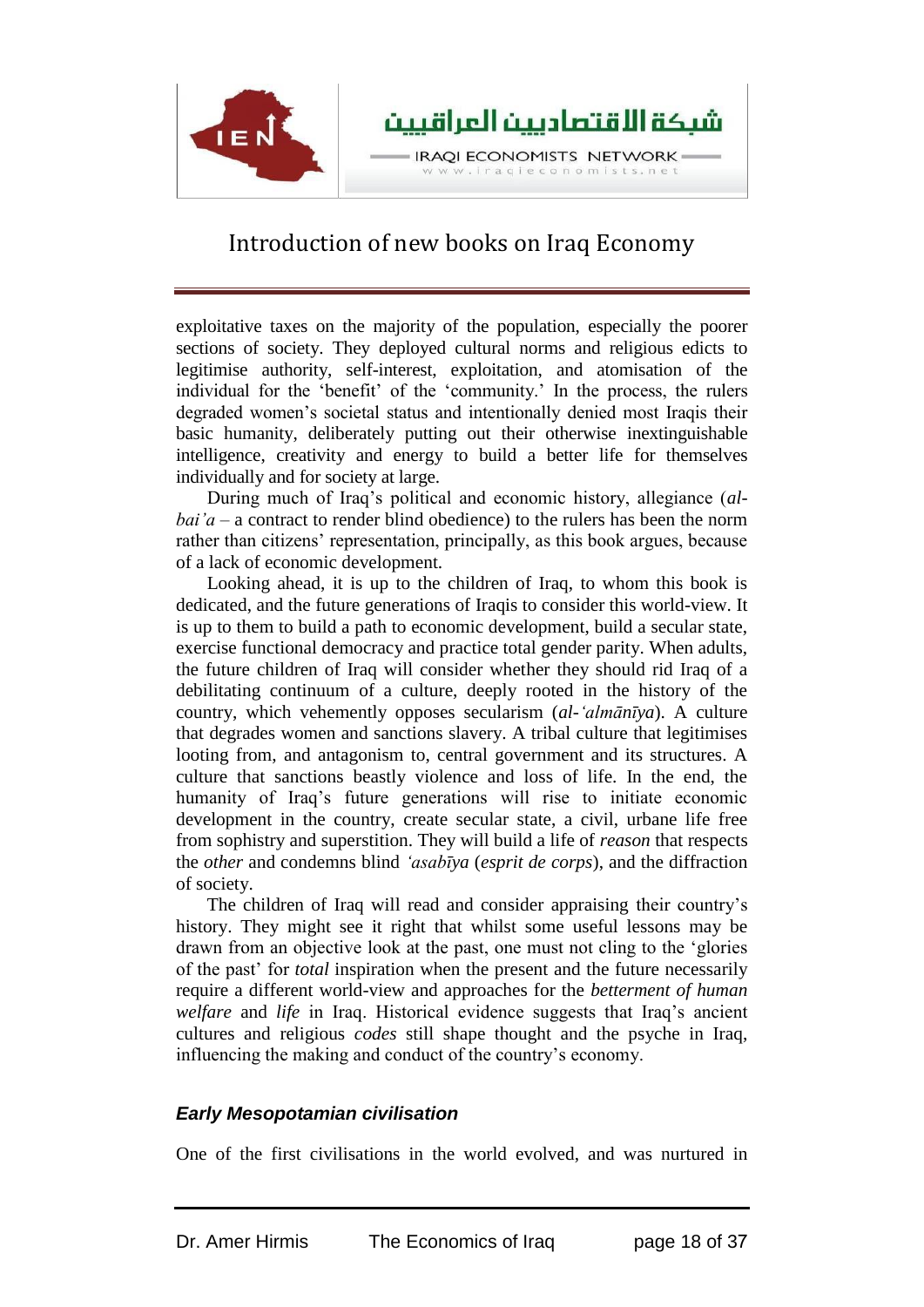exploitative taxes on the majority of the population, especially the poorer sections of society. They deployed cultural norms and religious edicts to legitimise authority, self-interest, exploitation, and atomisation of the individual for the 'benefit' of the 'community.' In the process, the rulers degraded women's societal status and intentionally denied most Iraqis their basic humanity, deliberately putting out their otherwise inextinguishable intelligence, creativity and energy to build a better life for themselves individually and for society at large.

During much of Iraq's political and economic history, allegiance (*al-bai'a* – a contract to render blind obedience) to the rulers has been the norm rather than citizens' representation, principally, as this book argues, because of a lack of economic development.

Looking ahead, it is up to the children of Iraq, to whom this book is dedicated, and the future generations of Iraqis to consider this world-view. It is up to them to build a path to economic development, build a secular state, exercise functional democracy and practice total gender parity. When adults, the future children of Iraq will consider whether they should rid Iraq of a debilitating continuum of a culture, deeply rooted in the history of the country, which vehemently opposes secularism (*al-'almānīya*). A culture that degrades women and sanctions slavery. A tribal culture that legitimises looting from, and antagonism to, central government and its structures. A culture that sanctions beastly violence and loss of life. In the end, the humanity of Iraq's future generations will rise to initiate economic development in the country, create secular state, a civil, urbane life free from sophistry and superstition. They will build a life of *reason* that respects the *other* and condemns blind *'asabīya* (*esprit de corps*), and the diffraction of society.

The children of Iraq will read and consider appraising their country's history. They might see it right that whilst some useful lessons may be drawn from an objective look at the past, one must not cling to the 'glories of the past' for *total* inspiration when the present and the future necessarily require a different world-view and approaches for the *betterment of human welfare* and *life* in Iraq. Historical evidence suggests that Iraq's ancient cultures and religious *codes* still shape thought and the psyche in Iraq, influencing the making and conduct of the country's economy.

### *Early Mesopotamian civilisation*

One of the first civilisations in the world evolved, and was nurtured in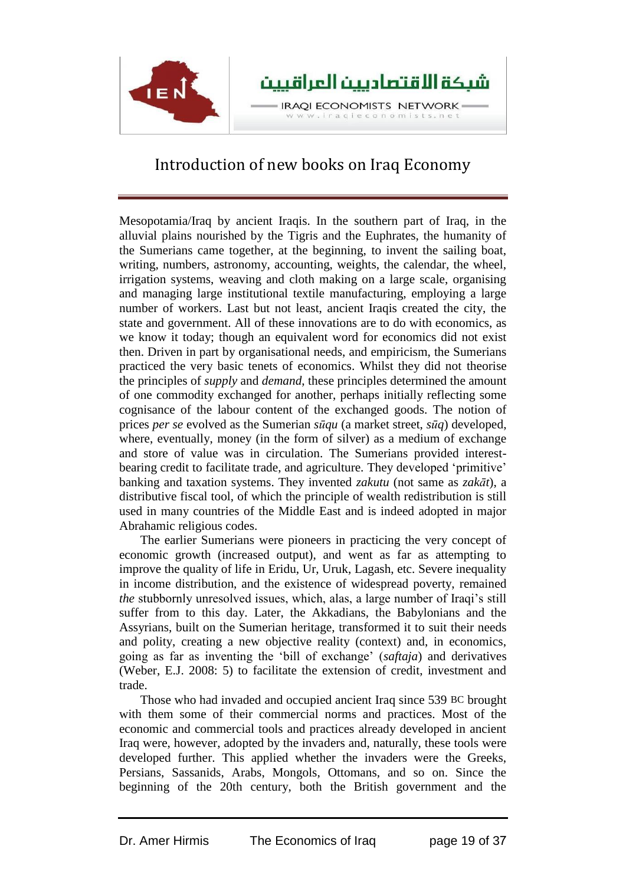Mesopotamia/Iraq by ancient Iraqis. In the southern part of Iraq, in the alluvial plains nourished by the Tigris and the Euphrates, the humanity of the Sumerians came together, at the beginning, to invent the sailing boat, writing, numbers, astronomy, accounting, weights, the calendar, the wheel, irrigation systems, weaving and cloth making on a large scale, organising and managing large institutional textile manufacturing, employing a large number of workers. Last but not least, ancient Iraqis created the city, the state and government. All of these innovations are to do with economics, as we know it today; though an equivalent word for economics did not exist then. Driven in part by organisational needs, and empiricism, the Sumerians practiced the very basic tenets of economics. Whilst they did not theorise the principles of *supply* and *demand*, these principles determined the amount of one commodity exchanged for another, perhaps initially reflecting some cognisance of the labour content of the exchanged goods. The notion of prices *per se* evolved as the Sumerian *sūqu* (a market street, *sūq*) developed, where, eventually, money (in the form of silver) as a medium of exchange and store of value was in circulation. The Sumerians provided interest-bearing credit to facilitate trade, and agriculture. They developed 'primitive' banking and taxation systems. They invented *zakutu* (not same as *zakāt*), a distributive fiscal tool, of which the principle of wealth redistribution is still used in many countries of the Middle East and is indeed adopted in major Abrahamic religious codes.

The earlier Sumerians were pioneers in practicing the very concept of economic growth (increased output), and went as far as attempting to improve the quality of life in Eridu, Ur, Uruk, Lagash, etc. Severe inequality in income distribution, and the existence of widespread poverty, remained *the* stubbornly unresolved issues, which, alas, a large number of Iraqi's still suffer from to this day. Later, the Akkadians, the Babylonians and the Assyrians, built on the Sumerian heritage, transformed it to suit their needs and polity, creating a new objective reality (context) and, in economics, going as far as inventing the 'bill of exchange' (*saftaja*) and derivatives (Weber, E.J. 2008: 5) to facilitate the extension of credit, investment and trade.

Those who had invaded and occupied ancient Iraq since 539 BC brought with them some of their commercial norms and practices. Most of the economic and commercial tools and practices already developed in ancient Iraq were, however, adopted by the invaders and, naturally, these tools were developed further. This applied whether the invaders were the Greeks, Persians, Sassanids, Arabs, Mongols, Ottomans, and so on. Since the beginning of the 20th century, both the British government and the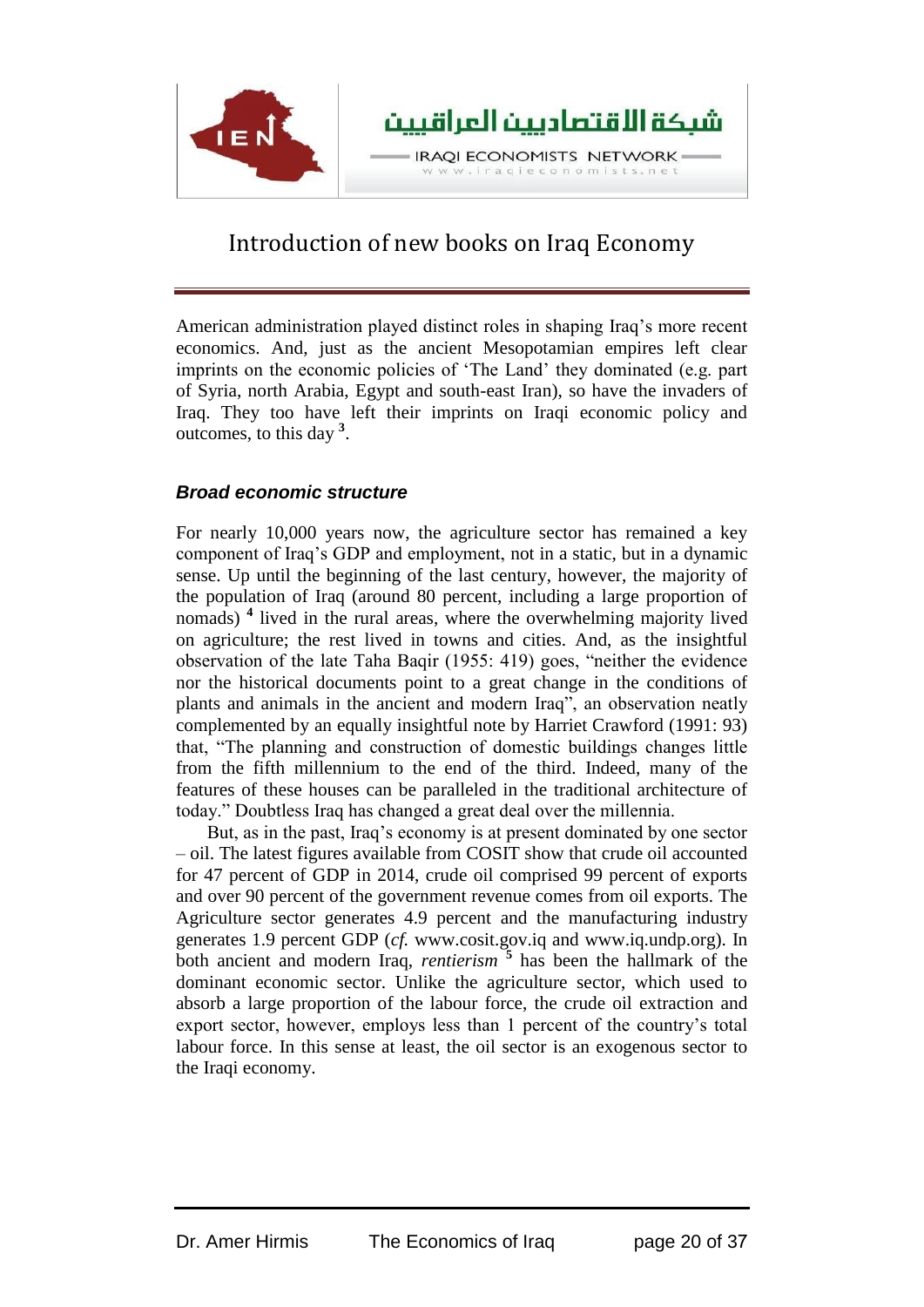American administration played distinct roles in shaping Iraq's more recent economics. And, just as the ancient Mesopotamian empires left clear imprints on the economic policies of 'The Land' they dominated (e.g. part of Syria, north Arabia, Egypt and south-east Iran), so have the invaders of Iraq. They too have left their imprints on Iraqi economic policy and outcomes, to this day [3].

### *Broad economic structure*

For nearly 10,000 years now, the agriculture sector has remained a key component of Iraq's GDP and employment, not in a static, but in a dynamic sense. Up until the beginning of the last century, however, the majority of the population of Iraq (around 80 percent, including a large proportion of nomads) [4] lived in the rural areas, where the overwhelming majority lived on agriculture; the rest lived in towns and cities. And, as the insightful observation of the late Taha Baqir (1955: 419) goes, "neither the evidence nor the historical documents point to a great change in the conditions of plants and animals in the ancient and modern Iraq", an observation neatly complemented by an equally insightful note by Harriet Crawford (1991: 93) that, "The planning and construction of domestic buildings changes little from the fifth millennium to the end of the third. Indeed, many of the features of these houses can be paralleled in the traditional architecture of today." Doubtless Iraq has changed a great deal over the millennia.

But, as in the past, Iraq's economy is at present dominated by one sector – oil. The latest figures available from COSIT show that crude oil accounted for 47 percent of GDP in 2014, crude oil comprised 99 percent of exports and over 90 percent of the government revenue comes from oil exports. The Agriculture sector generates 4.9 percent and the manufacturing industry generates 1.9 percent GDP (*cf.* www.cosit.gov.iq and www.iq.undp.org). In both ancient and modern Iraq, *rentierism* [5] has been the hallmark of the dominant economic sector. Unlike the agriculture sector, which used to absorb a large proportion of the labour force, the crude oil extraction and export sector, however, employs less than 1 percent of the country's total labour force. In this sense at least, the oil sector is an exogenous sector to the Iraqi economy.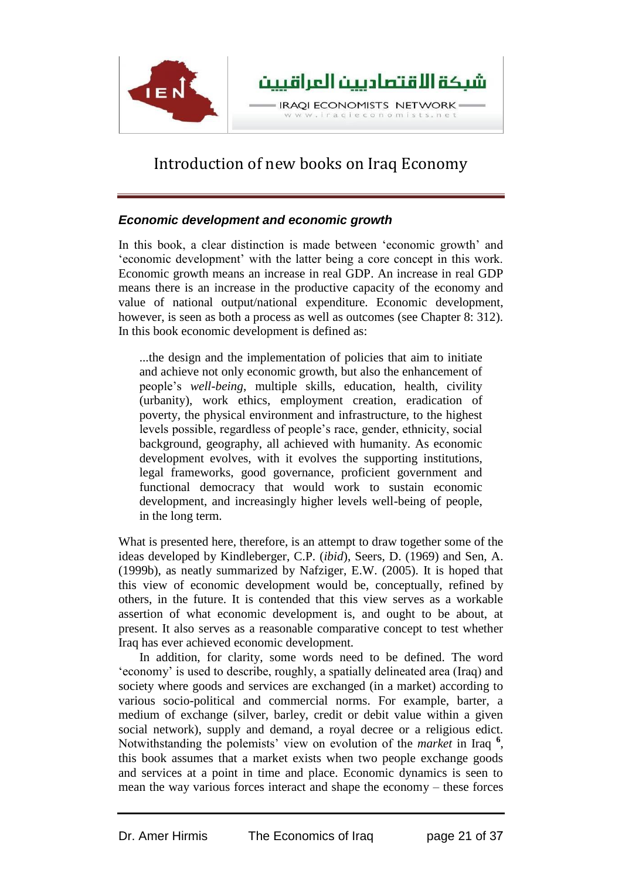## Introduction of new books on Iraq Economy

### *Economic development and economic growth*

In this book, a clear distinction is made between 'economic growth' and 'economic development' with the latter being a core concept in this work. Economic growth means an increase in real GDP. An increase in real GDP means there is an increase in the productive capacity of the economy and value of national output/national expenditure. Economic development, however, is seen as both a process as well as outcomes (see Chapter 8: 312). In this book economic development is defined as:

> ...the design and the implementation of policies that aim to initiate and achieve not only economic growth, but also the enhancement of people's *well-being*, multiple skills, education, health, civility (urbanity), work ethics, employment creation, eradication of poverty, the physical environment and infrastructure, to the highest levels possible, regardless of people's race, gender, ethnicity, social background, geography, all achieved with humanity. As economic development evolves, with it evolves the supporting institutions, legal frameworks, good governance, proficient government and functional democracy that would work to sustain economic development, and increasingly higher levels well-being of people, in the long term.

What is presented here, therefore, is an attempt to draw together some of the ideas developed by Kindleberger, C.P. (*ibid*), Seers, D. (1969) and Sen, A. (1999b), as neatly summarized by Nafziger, E.W. (2005). It is hoped that this view of economic development would be, conceptually, refined by others, in the future. It is contended that this view serves as a workable assertion of what economic development is, and ought to be about, at present. It also serves as a reasonable comparative concept to test whether Iraq has ever achieved economic development.

In addition, for clarity, some words need to be defined. The word 'economy' is used to describe, roughly, a spatially delineated area (Iraq) and society where goods and services are exchanged (in a market) according to various socio-political and commercial norms. For example, barter, a medium of exchange (silver, barley, credit or debit value within a given social network), supply and demand, a royal decree or a religious edict. Notwithstanding the polemists' view on evolution of the *market* in Iraq [6], this book assumes that a market exists when two people exchange goods and services at a point in time and place. Economic dynamics is seen to mean the way various forces interact and shape the economy – these forces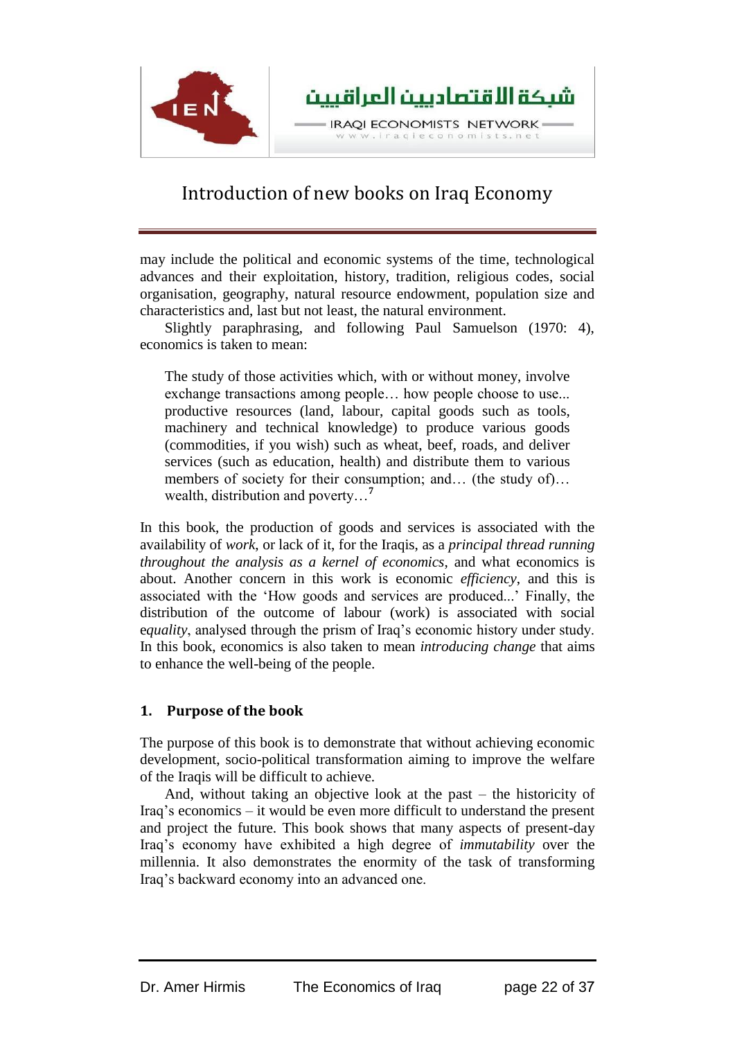may include the political and economic systems of the time, technological advances and their exploitation, history, tradition, religious codes, social organisation, geography, natural resource endowment, population size and characteristics and, last but not least, the natural environment.

Slightly paraphrasing, and following Paul Samuelson (1970: 4), economics is taken to mean:

> The study of those activities which, with or without money, involve exchange transactions among people… how people choose to use... productive resources (land, labour, capital goods such as tools, machinery and technical knowledge) to produce various goods (commodities, if you wish) such as wheat, beef, roads, and deliver services (such as education, health) and distribute them to various members of society for their consumption; and… (the study of)… wealth, distribution and poverty…[7]

In this book, the production of goods and services is associated with the availability of *work*, or lack of it, for the Iraqis, as a *principal thread running throughout the analysis as a kernel of economics*, and what economics is about. Another concern in this work is economic *efficiency*, and this is associated with the 'How goods and services are produced...' Finally, the distribution of the outcome of labour (work) is associated with social e*quality*, analysed through the prism of Iraq's economic history under study. In this book, economics is also taken to mean *introducing change* that aims to enhance the well-being of the people.

## 1. Purpose of the book

The purpose of this book is to demonstrate that without achieving economic development, socio-political transformation aiming to improve the welfare of the Iraqis will be difficult to achieve.

And, without taking an objective look at the past – the historicity of Iraq's economics – it would be even more difficult to understand the present and project the future. This book shows that many aspects of present-day Iraq's economy have exhibited a high degree of *immutability* over the millennia. It also demonstrates the enormity of the task of transforming Iraq's backward economy into an advanced one.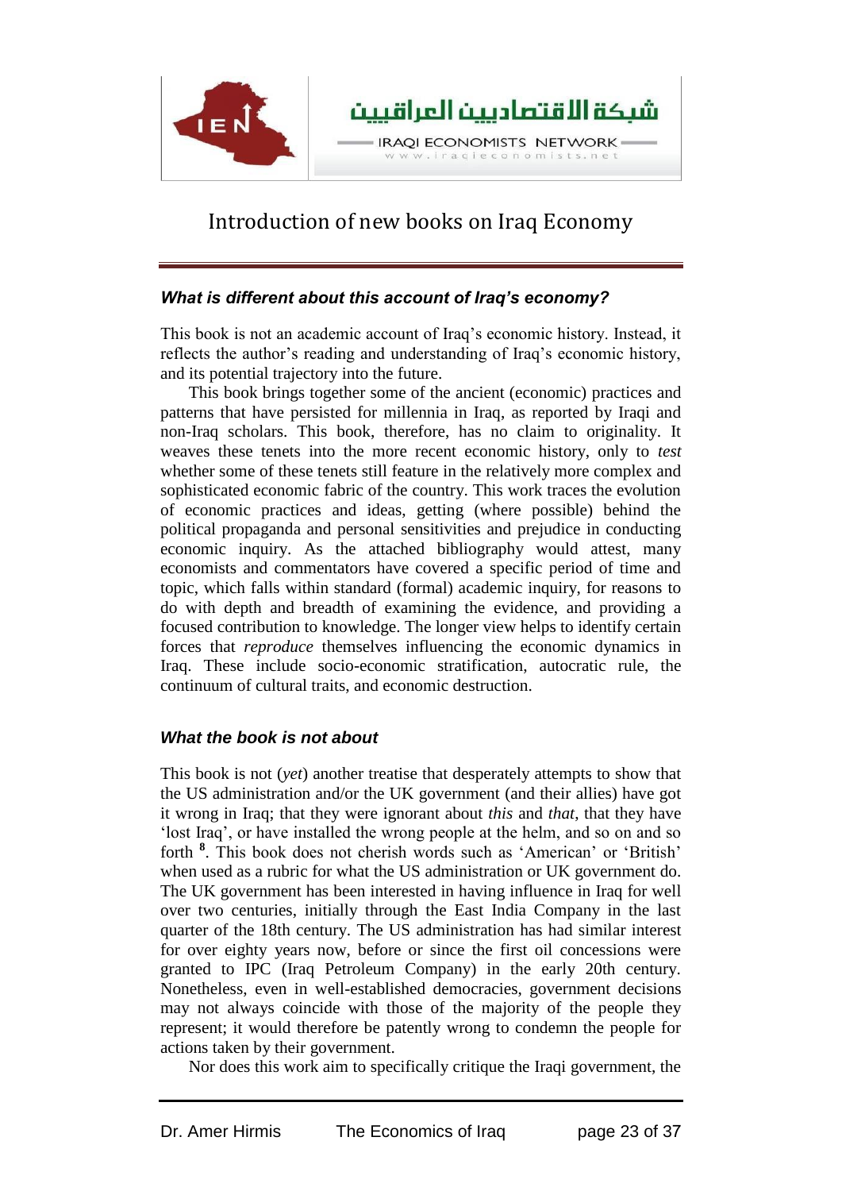# Introduction of new books on Iraq Economy

### *What is different about this account of Iraq's economy?*

This book is not an academic account of Iraq's economic history. Instead, it reflects the author's reading and understanding of Iraq's economic history, and its potential trajectory into the future.

This book brings together some of the ancient (economic) practices and patterns that have persisted for millennia in Iraq, as reported by Iraqi and non-Iraq scholars. This book, therefore, has no claim to originality. It weaves these tenets into the more recent economic history, only to *test* whether some of these tenets still feature in the relatively more complex and sophisticated economic fabric of the country. This work traces the evolution of economic practices and ideas, getting (where possible) behind the political propaganda and personal sensitivities and prejudice in conducting economic inquiry. As the attached bibliography would attest, many economists and commentators have covered a specific period of time and topic, which falls within standard (formal) academic inquiry, for reasons to do with depth and breadth of examining the evidence, and providing a focused contribution to knowledge. The longer view helps to identify certain forces that *reproduce* themselves influencing the economic dynamics in Iraq. These include socio-economic stratification, autocratic rule, the continuum of cultural traits, and economic destruction.

### *What the book is not about*

This book is not (*yet*) another treatise that desperately attempts to show that the US administration and/or the UK government (and their allies) have got it wrong in Iraq; that they were ignorant about *this* and *that*, that they have 'lost Iraq', or have installed the wrong people at the helm, and so on and so forth [8]. This book does not cherish words such as 'American' or 'British' when used as a rubric for what the US administration or UK government do. The UK government has been interested in having influence in Iraq for well over two centuries, initially through the East India Company in the last quarter of the 18th century. The US administration has had similar interest for over eighty years now, before or since the first oil concessions were granted to IPC (Iraq Petroleum Company) in the early 20th century. Nonetheless, even in well-established democracies, government decisions may not always coincide with those of the majority of the people they represent; it would therefore be patently wrong to condemn the people for actions taken by their government.

Nor does this work aim to specifically critique the Iraqi government, the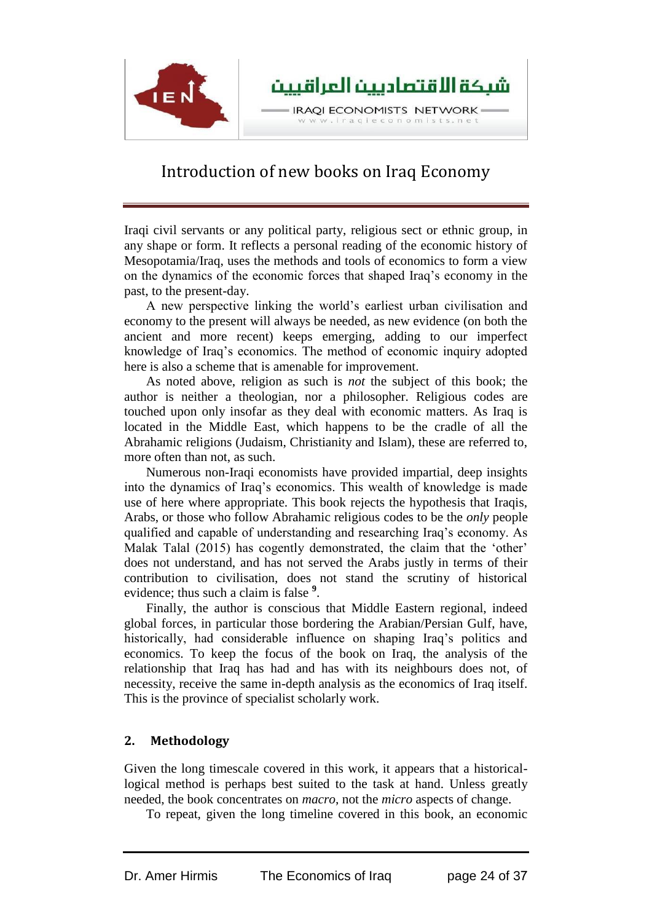Iraqi civil servants or any political party, religious sect or ethnic group, in any shape or form. It reflects a personal reading of the economic history of Mesopotamia/Iraq, uses the methods and tools of economics to form a view on the dynamics of the economic forces that shaped Iraq's economy in the past, to the present-day.

A new perspective linking the world's earliest urban civilisation and economy to the present will always be needed, as new evidence (on both the ancient and more recent) keeps emerging, adding to our imperfect knowledge of Iraq's economics. The method of economic inquiry adopted here is also a scheme that is amenable for improvement.

As noted above, religion as such is *not* the subject of this book; the author is neither a theologian, nor a philosopher. Religious codes are touched upon only insofar as they deal with economic matters. As Iraq is located in the Middle East, which happens to be the cradle of all the Abrahamic religions (Judaism, Christianity and Islam), these are referred to, more often than not, as such.

Numerous non-Iraqi economists have provided impartial, deep insights into the dynamics of Iraq's economics. This wealth of knowledge is made use of here where appropriate. This book rejects the hypothesis that Iraqis, Arabs, or those who follow Abrahamic religious codes to be the *only* people qualified and capable of understanding and researching Iraq's economy. As Malak Talal (2015) has cogently demonstrated, the claim that the 'other' does not understand, and has not served the Arabs justly in terms of their contribution to civilisation, does not stand the scrutiny of historical evidence; thus such a claim is false [9].

Finally, the author is conscious that Middle Eastern regional, indeed global forces, in particular those bordering the Arabian/Persian Gulf, have, historically, had considerable influence on shaping Iraq's politics and economics. To keep the focus of the book on Iraq, the analysis of the relationship that Iraq has had and has with its neighbours does not, of necessity, receive the same in-depth analysis as the economics of Iraq itself. This is the province of specialist scholarly work.

## 2. Methodology

Given the long timescale covered in this work, it appears that a historical-logical method is perhaps best suited to the task at hand. Unless greatly needed, the book concentrates on *macro*, not the *micro* aspects of change.

To repeat, given the long timeline covered in this book, an economic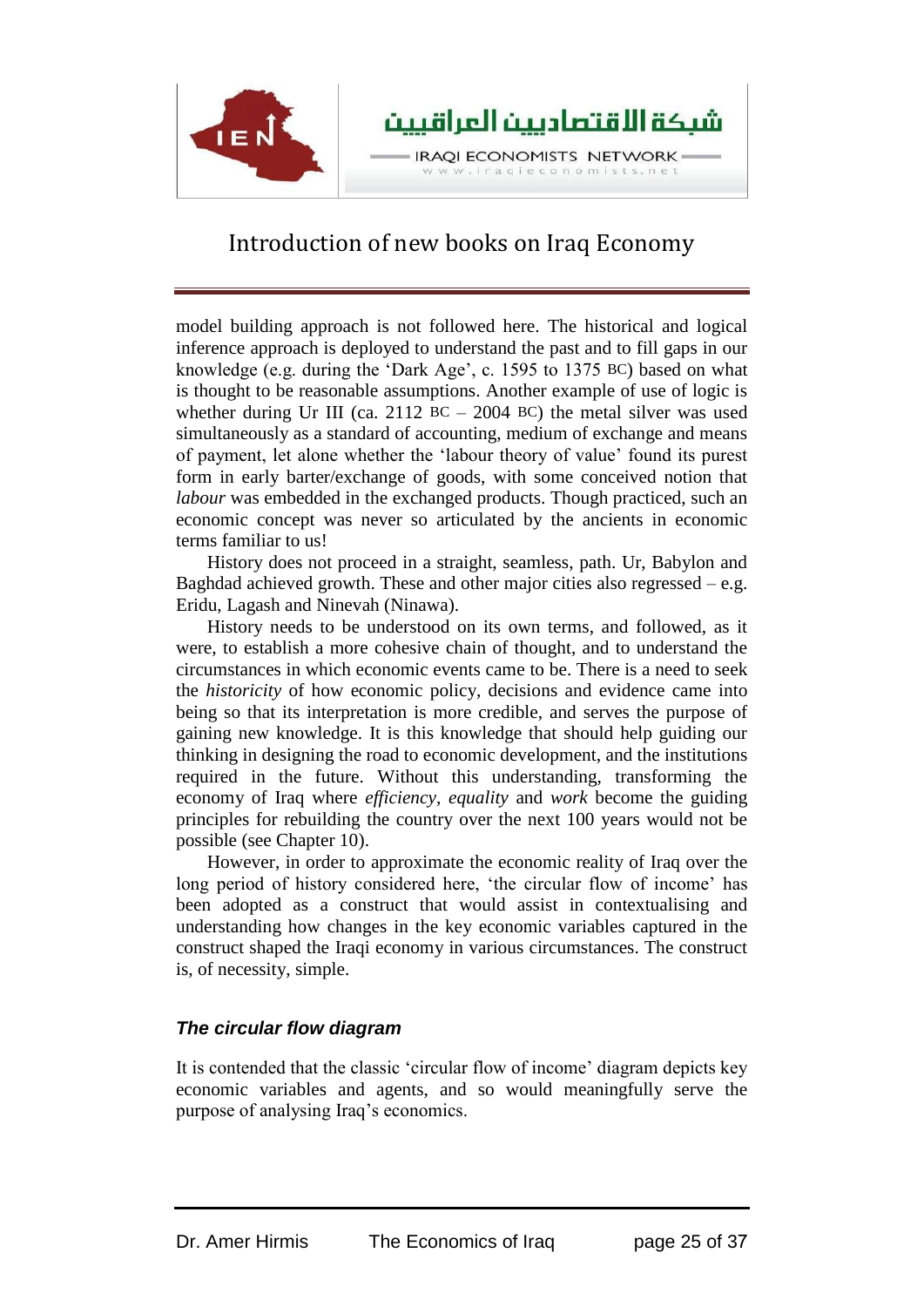model building approach is not followed here. The historical and logical inference approach is deployed to understand the past and to fill gaps in our knowledge (e.g. during the 'Dark Age', c. 1595 to 1375 BC) based on what is thought to be reasonable assumptions. Another example of use of logic is whether during Ur III (ca. 2112 BC – 2004 BC) the metal silver was used simultaneously as a standard of accounting, medium of exchange and means of payment, let alone whether the 'labour theory of value' found its purest form in early barter/exchange of goods, with some conceived notion that *labour* was embedded in the exchanged products. Though practiced, such an economic concept was never so articulated by the ancients in economic terms familiar to us!

History does not proceed in a straight, seamless, path. Ur, Babylon and Baghdad achieved growth. These and other major cities also regressed – e.g. Eridu, Lagash and Ninevah (Ninawa).

History needs to be understood on its own terms, and followed, as it were, to establish a more cohesive chain of thought, and to understand the circumstances in which economic events came to be. There is a need to seek the *historicity* of how economic policy, decisions and evidence came into being so that its interpretation is more credible, and serves the purpose of gaining new knowledge. It is this knowledge that should help guiding our thinking in designing the road to economic development, and the institutions required in the future. Without this understanding, transforming the economy of Iraq where *efficiency*, *equality* and *work* become the guiding principles for rebuilding the country over the next 100 years would not be possible (see Chapter 10).

However, in order to approximate the economic reality of Iraq over the long period of history considered here, 'the circular flow of income' has been adopted as a construct that would assist in contextualising and understanding how changes in the key economic variables captured in the construct shaped the Iraqi economy in various circumstances. The construct is, of necessity, simple.

### *The circular flow diagram*

It is contended that the classic 'circular flow of income' diagram depicts key economic variables and agents, and so would meaningfully serve the purpose of analysing Iraq's economics.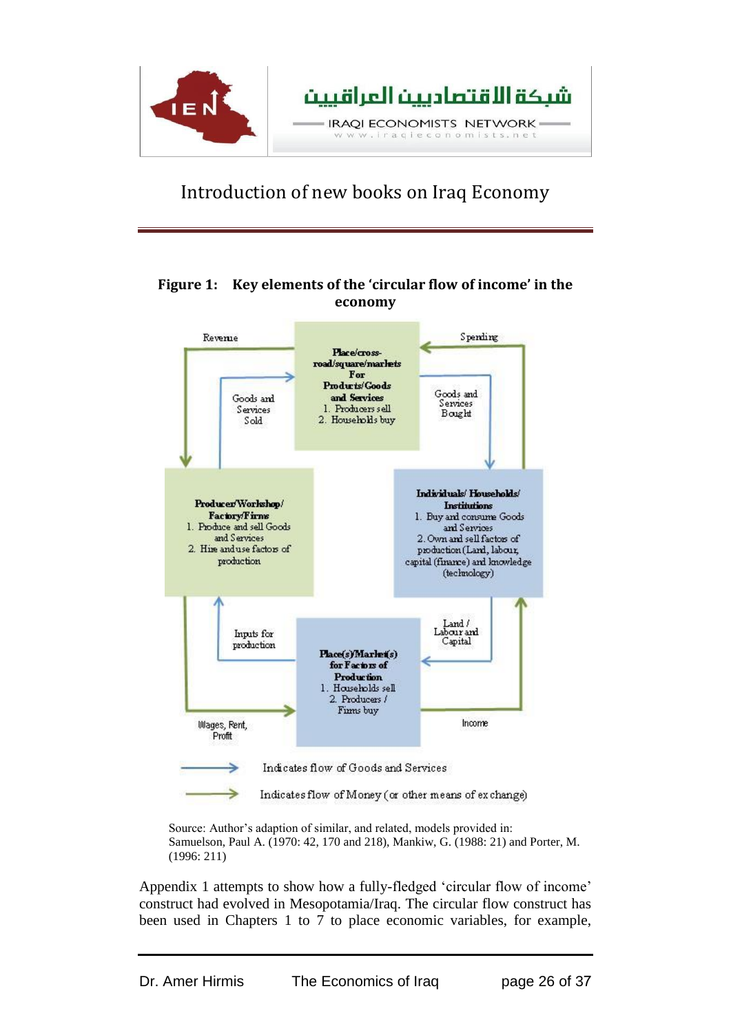# Introduction of new books on Iraq Economy

**Figure 1: Key elements of the 'circular flow of income' in the economy**

Revenue

Spending

**Place/cross-road/square/markets For Products/Goods and Services**
1. Producers sell
2. Households buy

Goods and Services Sold

Goods and Services Bought

**Producer/Workshop/ Factory/Firms**
1. Produce and sell Goods and Services
2. Hire and use factors of production

**Individuals/ Households/ Institutions**
1. Buy and consume Goods and Services
2. Own and sell factors of production (Land, labour, capital (finance) and knowledge (technology)

Inputs for production

Land / Labour and Capital

**Place(s)/Market(s) for Factors of Production**
1. Households sell
2. Producers / Firms buy

Wages, Rent, Profit

Income

Indicates flow of Goods and Services

Indicates flow of Money (or other means of exchange)

Source: Author's adaption of similar, and related, models provided in: Samuelson, Paul A. (1970: 42, 170 and 218), Mankiw, G. (1988: 21) and Porter, M. (1996: 211)

Appendix 1 attempts to show how a fully-fledged 'circular flow of income' construct had evolved in Mesopotamia/Iraq. The circular flow construct has been used in Chapters 1 to 7 to place economic variables, for example,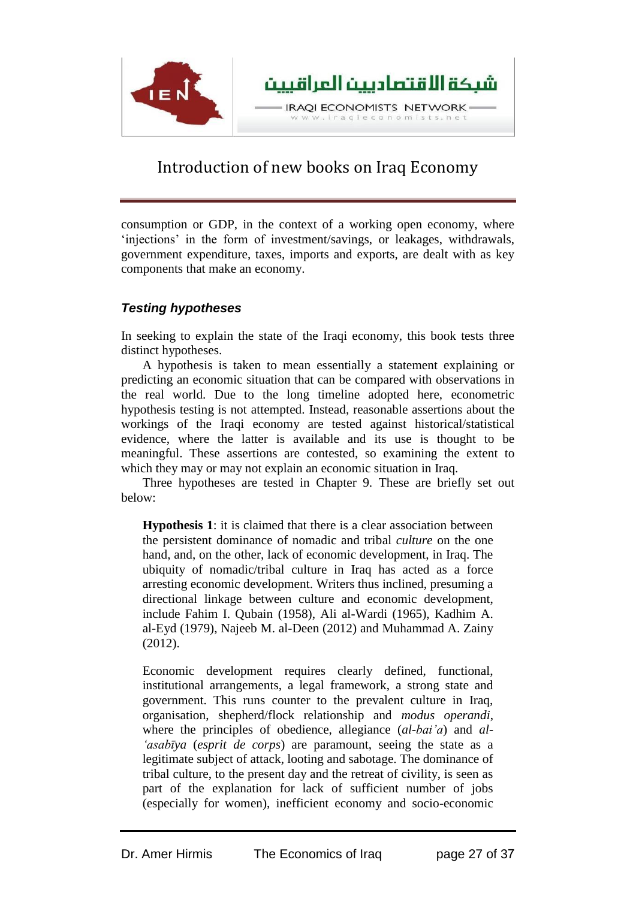consumption or GDP, in the context of a working open economy, where 'injections' in the form of investment/savings, or leakages, withdrawals, government expenditure, taxes, imports and exports, are dealt with as key components that make an economy.

### *Testing hypotheses*

In seeking to explain the state of the Iraqi economy, this book tests three distinct hypotheses.

A hypothesis is taken to mean essentially a statement explaining or predicting an economic situation that can be compared with observations in the real world. Due to the long timeline adopted here, econometric hypothesis testing is not attempted. Instead, reasonable assertions about the workings of the Iraqi economy are tested against historical/statistical evidence, where the latter is available and its use is thought to be meaningful. These assertions are contested, so examining the extent to which they may or may not explain an economic situation in Iraq.

Three hypotheses are tested in Chapter 9. These are briefly set out below:

> **Hypothesis 1**: it is claimed that there is a clear association between the persistent dominance of nomadic and tribal *culture* on the one hand, and, on the other, lack of economic development, in Iraq. The ubiquity of nomadic/tribal culture in Iraq has acted as a force arresting economic development. Writers thus inclined, presuming a directional linkage between culture and economic development, include Fahim I. Qubain (1958), Ali al-Wardi (1965), Kadhim A. al-Eyd (1979), Najeeb M. al-Deen (2012) and Muhammad A. Zainy (2012).
>
> Economic development requires clearly defined, functional, institutional arrangements, a legal framework, a strong state and government. This runs counter to the prevalent culture in Iraq, organisation, shepherd/flock relationship and *modus operandi*, where the principles of obedience, allegiance (*al-bai'a*) and *al-'asabīya* (*esprit de corps*) are paramount, seeing the state as a legitimate subject of attack, looting and sabotage. The dominance of tribal culture, to the present day and the retreat of civility, is seen as part of the explanation for lack of sufficient number of jobs (especially for women), inefficient economy and socio-economic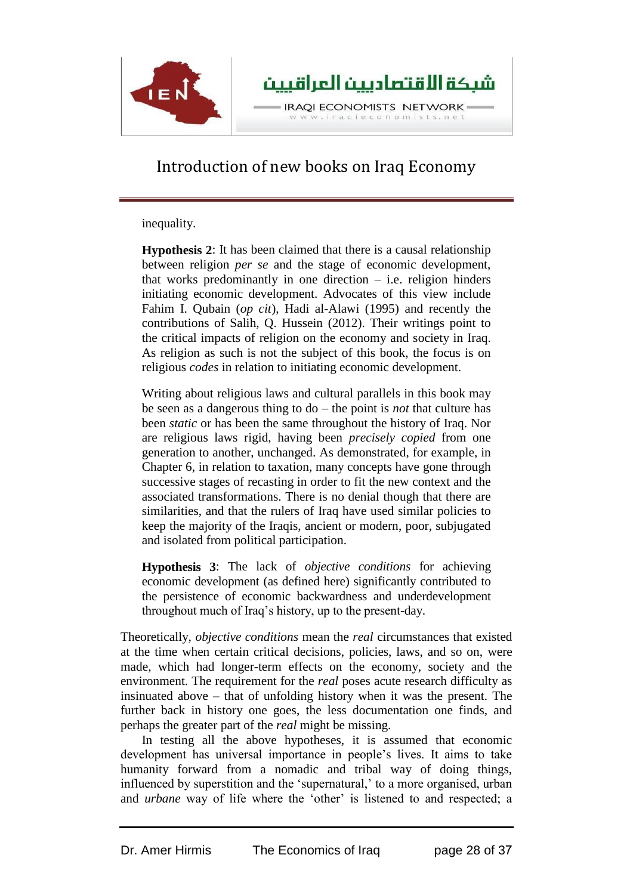inequality.

**Hypothesis 2**: It has been claimed that there is a causal relationship between religion *per se* and the stage of economic development, that works predominantly in one direction – i.e. religion hinders initiating economic development. Advocates of this view include Fahim I. Qubain (*op cit*), Hadi al-Alawi (1995) and recently the contributions of Salih, Q. Hussein (2012). Their writings point to the critical impacts of religion on the economy and society in Iraq. As religion as such is not the subject of this book, the focus is on religious *codes* in relation to initiating economic development.

Writing about religious laws and cultural parallels in this book may be seen as a dangerous thing to do – the point is *not* that culture has been *static* or has been the same throughout the history of Iraq. Nor are religious laws rigid, having been *precisely copied* from one generation to another, unchanged. As demonstrated, for example, in Chapter 6, in relation to taxation, many concepts have gone through successive stages of recasting in order to fit the new context and the associated transformations. There is no denial though that there are similarities, and that the rulers of Iraq have used similar policies to keep the majority of the Iraqis, ancient or modern, poor, subjugated and isolated from political participation.

**Hypothesis 3**: The lack of *objective conditions* for achieving economic development (as defined here) significantly contributed to the persistence of economic backwardness and underdevelopment throughout much of Iraq's history, up to the present-day.

Theoretically, *objective conditions* mean the *real* circumstances that existed at the time when certain critical decisions, policies, laws, and so on, were made, which had longer-term effects on the economy, society and the environment. The requirement for the *real* poses acute research difficulty as insinuated above – that of unfolding history when it was the present. The further back in history one goes, the less documentation one finds, and perhaps the greater part of the *real* might be missing.

In testing all the above hypotheses, it is assumed that economic development has universal importance in people's lives. It aims to take humanity forward from a nomadic and tribal way of doing things, influenced by superstition and the 'supernatural,' to a more organised, urban and *urbane* way of life where the 'other' is listened to and respected; a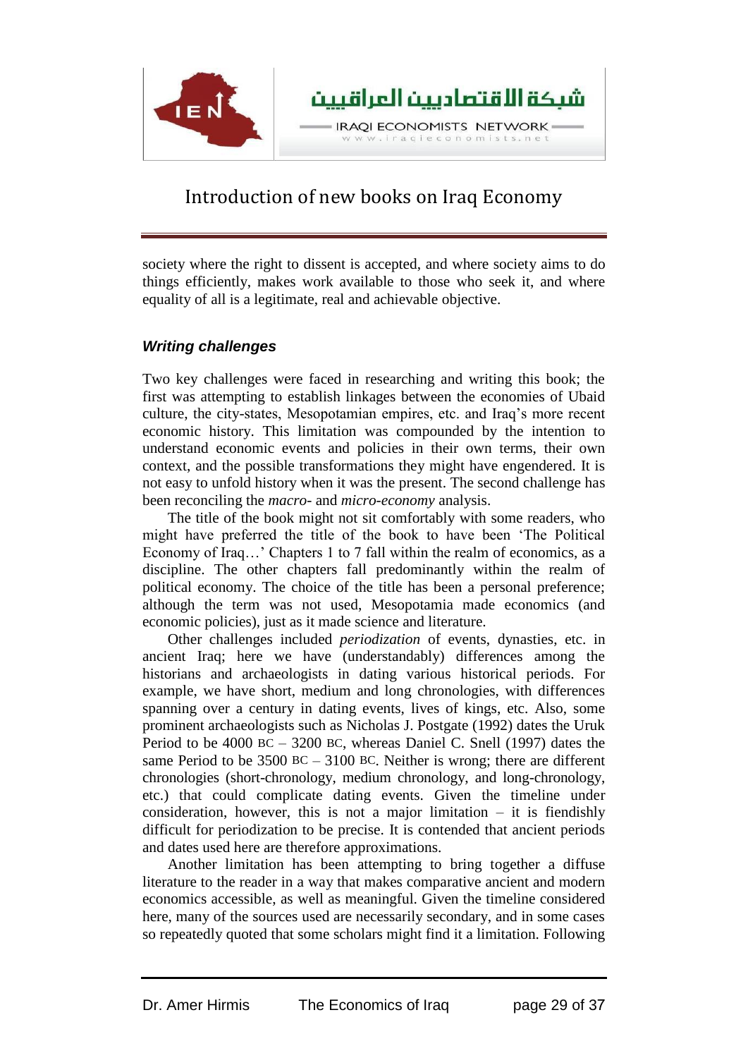society where the right to dissent is accepted, and where society aims to do things efficiently, makes work available to those who seek it, and where equality of all is a legitimate, real and achievable objective.

### *Writing challenges*

Two key challenges were faced in researching and writing this book; the first was attempting to establish linkages between the economies of Ubaid culture, the city-states, Mesopotamian empires, etc. and Iraq's more recent economic history. This limitation was compounded by the intention to understand economic events and policies in their own terms, their own context, and the possible transformations they might have engendered. It is not easy to unfold history when it was the present. The second challenge has been reconciling the *macro*- and *micro-economy* analysis.

The title of the book might not sit comfortably with some readers, who might have preferred the title of the book to have been 'The Political Economy of Iraq…' Chapters 1 to 7 fall within the realm of economics, as a discipline. The other chapters fall predominantly within the realm of political economy. The choice of the title has been a personal preference; although the term was not used, Mesopotamia made economics (and economic policies), just as it made science and literature.

Other challenges included *periodization* of events, dynasties, etc. in ancient Iraq; here we have (understandably) differences among the historians and archaeologists in dating various historical periods. For example, we have short, medium and long chronologies, with differences spanning over a century in dating events, lives of kings, etc. Also, some prominent archaeologists such as Nicholas J. Postgate (1992) dates the Uruk Period to be 4000 BC – 3200 BC, whereas Daniel C. Snell (1997) dates the same Period to be 3500 BC – 3100 BC. Neither is wrong; there are different chronologies (short-chronology, medium chronology, and long-chronology, etc.) that could complicate dating events. Given the timeline under consideration, however, this is not a major limitation – it is fiendishly difficult for periodization to be precise. It is contended that ancient periods and dates used here are therefore approximations.

Another limitation has been attempting to bring together a diffuse literature to the reader in a way that makes comparative ancient and modern economics accessible, as well as meaningful. Given the timeline considered here, many of the sources used are necessarily secondary, and in some cases so repeatedly quoted that some scholars might find it a limitation. Following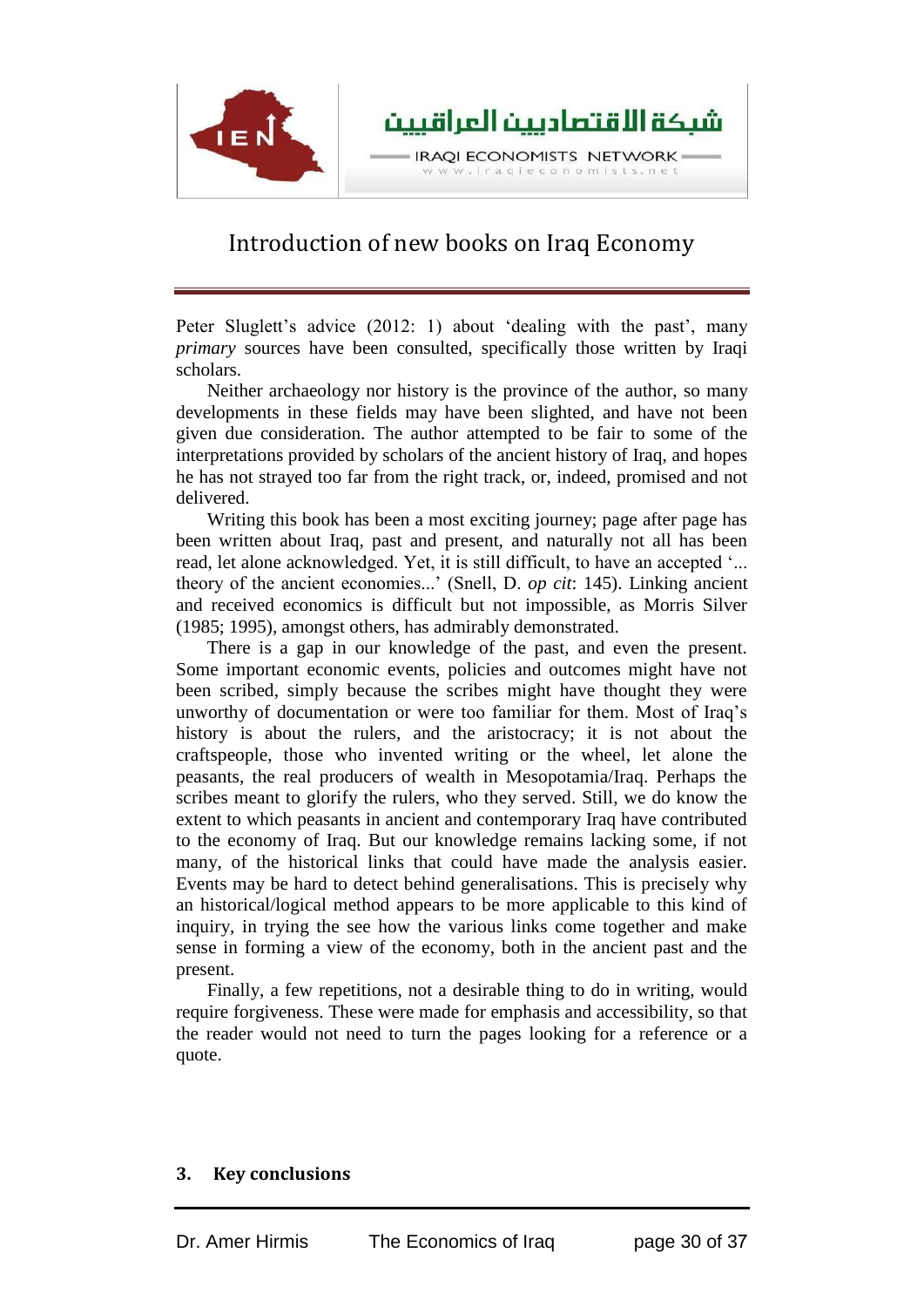Peter Sluglett's advice (2012: 1) about 'dealing with the past', many *primary* sources have been consulted, specifically those written by Iraqi scholars.

Neither archaeology nor history is the province of the author, so many developments in these fields may have been slighted, and have not been given due consideration. The author attempted to be fair to some of the interpretations provided by scholars of the ancient history of Iraq, and hopes he has not strayed too far from the right track, or, indeed, promised and not delivered.

Writing this book has been a most exciting journey; page after page has been written about Iraq, past and present, and naturally not all has been read, let alone acknowledged. Yet, it is still difficult, to have an accepted '... theory of the ancient economies...' (Snell, D. *op cit*: 145). Linking ancient and received economics is difficult but not impossible, as Morris Silver (1985; 1995), amongst others, has admirably demonstrated.

There is a gap in our knowledge of the past, and even the present. Some important economic events, policies and outcomes might have not been scribed, simply because the scribes might have thought they were unworthy of documentation or were too familiar for them. Most of Iraq's history is about the rulers, and the aristocracy; it is not about the craftspeople, those who invented writing or the wheel, let alone the peasants, the real producers of wealth in Mesopotamia/Iraq. Perhaps the scribes meant to glorify the rulers, who they served. Still, we do know the extent to which peasants in ancient and contemporary Iraq have contributed to the economy of Iraq. But our knowledge remains lacking some, if not many, of the historical links that could have made the analysis easier. Events may be hard to detect behind generalisations. This is precisely why an historical/logical method appears to be more applicable to this kind of inquiry, in trying the see how the various links come together and make sense in forming a view of the economy, both in the ancient past and the present.

Finally, a few repetitions, not a desirable thing to do in writing, would require forgiveness. These were made for emphasis and accessibility, so that the reader would not need to turn the pages looking for a reference or a quote.

## 3. Key conclusions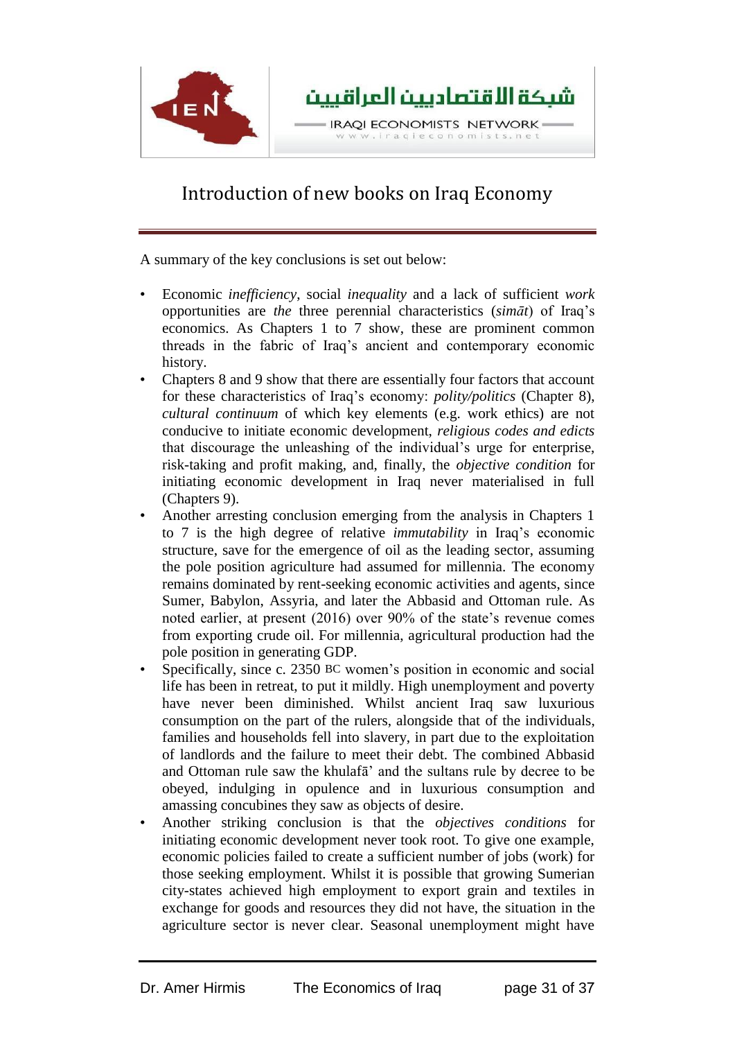A summary of the key conclusions is set out below:

- Economic *inefficiency*, social *inequality* and a lack of sufficient *work* opportunities are *the* three perennial characteristics (*simāt*) of Iraq's economics. As Chapters 1 to 7 show, these are prominent common threads in the fabric of Iraq's ancient and contemporary economic history.
- Chapters 8 and 9 show that there are essentially four factors that account for these characteristics of Iraq's economy: *polity/politics* (Chapter 8), *cultural continuum* of which key elements (e.g. work ethics) are not conducive to initiate economic development, *religious codes and edicts* that discourage the unleashing of the individual's urge for enterprise, risk-taking and profit making, and, finally, the *objective condition* for initiating economic development in Iraq never materialised in full (Chapters 9).
- Another arresting conclusion emerging from the analysis in Chapters 1 to 7 is the high degree of relative *immutability* in Iraq's economic structure, save for the emergence of oil as the leading sector, assuming the pole position agriculture had assumed for millennia. The economy remains dominated by rent-seeking economic activities and agents, since Sumer, Babylon, Assyria, and later the Abbasid and Ottoman rule. As noted earlier, at present (2016) over 90% of the state's revenue comes from exporting crude oil. For millennia, agricultural production had the pole position in generating GDP.
- Specifically, since c. 2350 BC women's position in economic and social life has been in retreat, to put it mildly. High unemployment and poverty have never been diminished. Whilst ancient Iraq saw luxurious consumption on the part of the rulers, alongside that of the individuals, families and households fell into slavery, in part due to the exploitation of landlords and the failure to meet their debt. The combined Abbasid and Ottoman rule saw the khulafā' and the sultans rule by decree to be obeyed, indulging in opulence and in luxurious consumption and amassing concubines they saw as objects of desire.
- Another striking conclusion is that the *objectives conditions* for initiating economic development never took root. To give one example, economic policies failed to create a sufficient number of jobs (work) for those seeking employment. Whilst it is possible that growing Sumerian city-states achieved high employment to export grain and textiles in exchange for goods and resources they did not have, the situation in the agriculture sector is never clear. Seasonal unemployment might have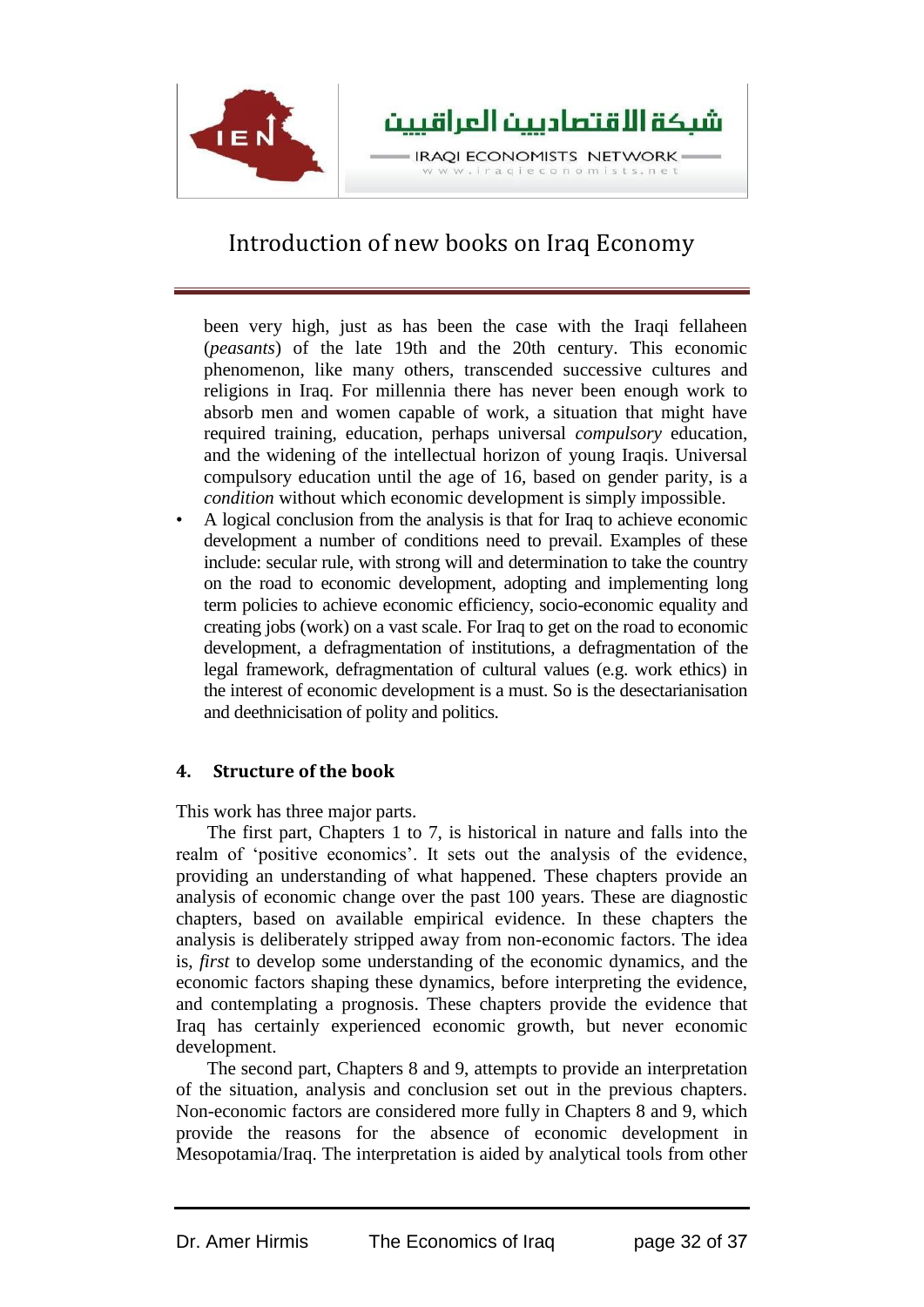been very high, just as has been the case with the Iraqi fellaheen (*peasants*) of the late 19th and the 20th century. This economic phenomenon, like many others, transcended successive cultures and religions in Iraq. For millennia there has never been enough work to absorb men and women capable of work, a situation that might have required training, education, perhaps universal *compulsory* education, and the widening of the intellectual horizon of young Iraqis. Universal compulsory education until the age of 16, based on gender parity, is a *condition* without which economic development is simply impossible.

- A logical conclusion from the analysis is that for Iraq to achieve economic development a number of conditions need to prevail. Examples of these include: secular rule, with strong will and determination to take the country on the road to economic development, adopting and implementing long term policies to achieve economic efficiency, socio-economic equality and creating jobs (work) on a vast scale. For Iraq to get on the road to economic development, a defragmentation of institutions, a defragmentation of the legal framework, defragmentation of cultural values (e.g. work ethics) in the interest of economic development is a must. So is the desectarianisation and deethnicisation of polity and politics.

## 4. Structure of the book

This work has three major parts.

The first part, Chapters 1 to 7, is historical in nature and falls into the realm of 'positive economics'. It sets out the analysis of the evidence, providing an understanding of what happened. These chapters provide an analysis of economic change over the past 100 years. These are diagnostic chapters, based on available empirical evidence. In these chapters the analysis is deliberately stripped away from non-economic factors. The idea is, *first* to develop some understanding of the economic dynamics, and the economic factors shaping these dynamics, before interpreting the evidence, and contemplating a prognosis. These chapters provide the evidence that Iraq has certainly experienced economic growth, but never economic development.

The second part, Chapters 8 and 9, attempts to provide an interpretation of the situation, analysis and conclusion set out in the previous chapters. Non-economic factors are considered more fully in Chapters 8 and 9, which provide the reasons for the absence of economic development in Mesopotamia/Iraq. The interpretation is aided by analytical tools from other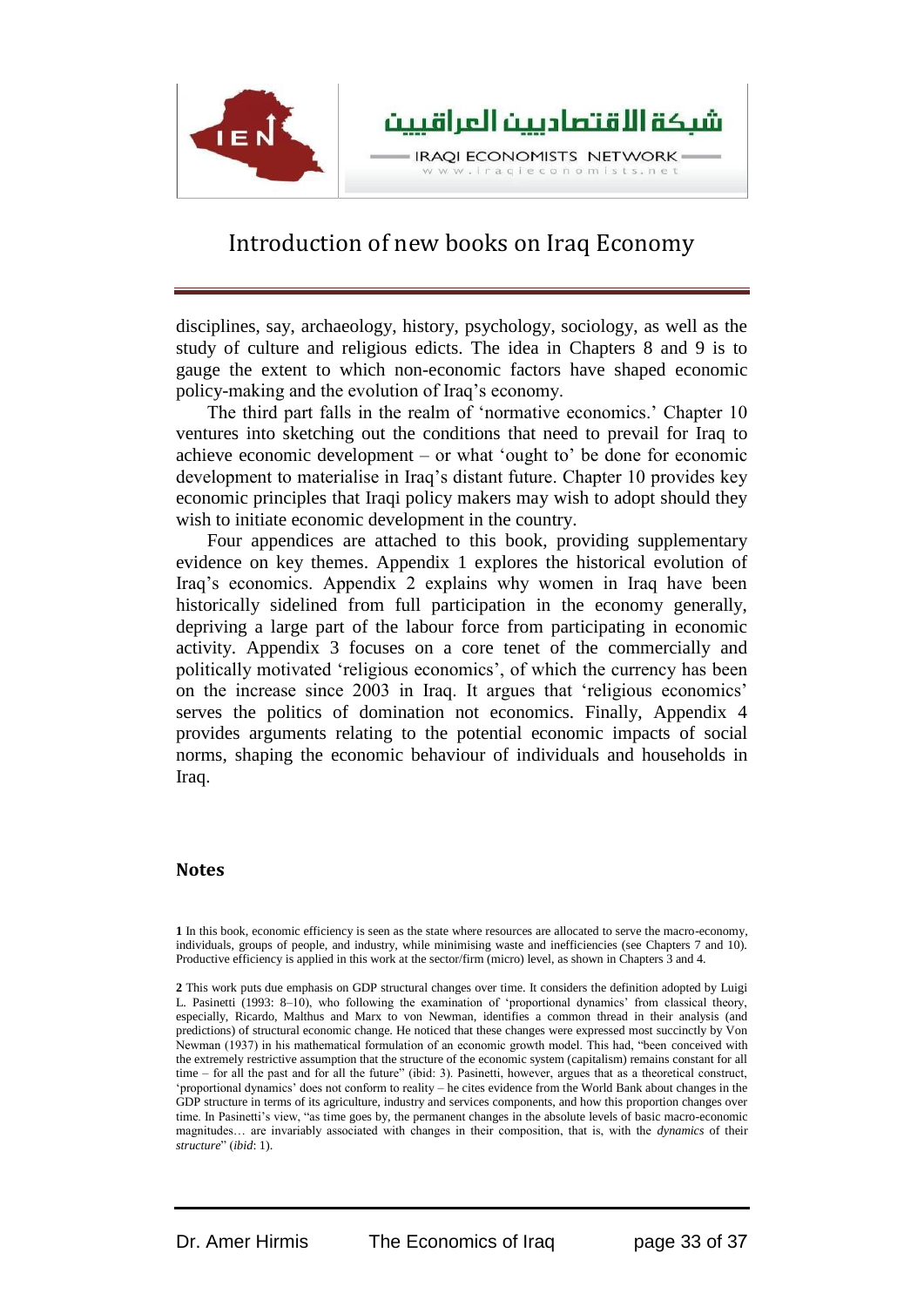disciplines, say, archaeology, history, psychology, sociology, as well as the study of culture and religious edicts. The idea in Chapters 8 and 9 is to gauge the extent to which non-economic factors have shaped economic policy-making and the evolution of Iraq's economy.

The third part falls in the realm of 'normative economics.' Chapter 10 ventures into sketching out the conditions that need to prevail for Iraq to achieve economic development – or what 'ought to' be done for economic development to materialise in Iraq's distant future. Chapter 10 provides key economic principles that Iraqi policy makers may wish to adopt should they wish to initiate economic development in the country.

Four appendices are attached to this book, providing supplementary evidence on key themes. Appendix 1 explores the historical evolution of Iraq's economics. Appendix 2 explains why women in Iraq have been historically sidelined from full participation in the economy generally, depriving a large part of the labour force from participating in economic activity. Appendix 3 focuses on a core tenet of the commercially and politically motivated 'religious economics', of which the currency has been on the increase since 2003 in Iraq. It argues that 'religious economics' serves the politics of domination not economics. Finally, Appendix 4 provides arguments relating to the potential economic impacts of social norms, shaping the economic behaviour of individuals and households in Iraq.

### Notes

**1** In this book, economic efficiency is seen as the state where resources are allocated to serve the macro-economy, individuals, groups of people, and industry, while minimising waste and inefficiencies (see Chapters 7 and 10). Productive efficiency is applied in this work at the sector/firm (micro) level, as shown in Chapters 3 and 4.

**2** This work puts due emphasis on GDP structural changes over time. It considers the definition adopted by Luigi L. Pasinetti (1993: 8–10), who following the examination of 'proportional dynamics' from classical theory, especially, Ricardo, Malthus and Marx to von Newman, identifies a common thread in their analysis (and predictions) of structural economic change. He noticed that these changes were expressed most succinctly by Von Newman (1937) in his mathematical formulation of an economic growth model. This had, "been conceived with the extremely restrictive assumption that the structure of the economic system (capitalism) remains constant for all time – for all the past and for all the future" (ibid: 3). Pasinetti, however, argues that as a theoretical construct, 'proportional dynamics' does not conform to reality – he cites evidence from the World Bank about changes in the GDP structure in terms of its agriculture, industry and services components, and how this proportion changes over time. In Pasinetti's view, "as time goes by, the permanent changes in the absolute levels of basic macro-economic magnitudes… are invariably associated with changes in their composition, that is, with the *dynamics* of their *structure*" (*ibid*: 1).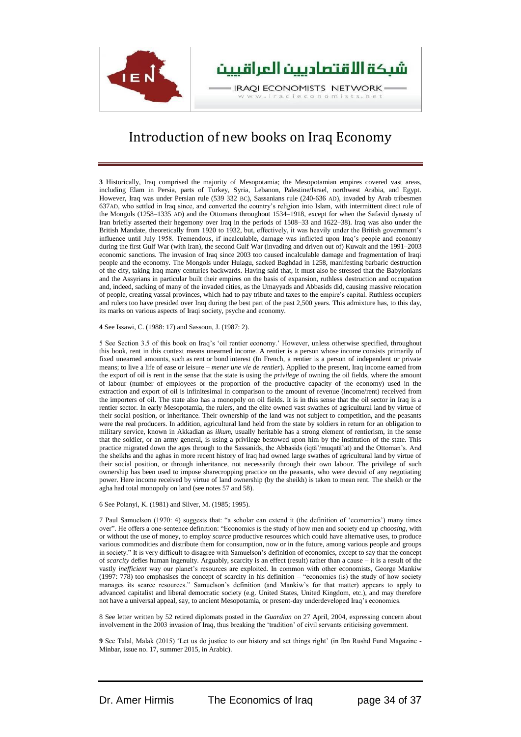# Introduction of new books on Iraq Economy

**3** Historically, Iraq comprised the majority of Mesopotamia; the Mesopotamian empires covered vast areas, including Elam in Persia, parts of Turkey, Syria, Lebanon, Palestine/Israel, northwest Arabia, and Egypt. However, Iraq was under Persian rule (539 332 BC), Sassanians rule (240-636 AD), invaded by Arab tribesmen 637AD, who settled in Iraq since, and converted the country's religion into Islam, with intermittent direct rule of the Mongols (1258–1335 AD) and the Ottomans throughout 1534–1918, except for when the Safavid dynasty of Iran briefly asserted their hegemony over Iraq in the periods of 1508–33 and 1622–38). Iraq was also under the British Mandate, theoretically from 1920 to 1932, but, effectively, it was heavily under the British government's influence until July 1958. Tremendous, if incalculable, damage was inflicted upon Iraq's people and economy during the first Gulf War (with Iran), the second Gulf War (invading and driven out of) Kuwait and the 1991–2003 economic sanctions. The invasion of Iraq since 2003 too caused incalculable damage and fragmentation of Iraqi people and the economy. The Mongols under Hulagu, sacked Baghdad in 1258, manifesting barbaric destruction of the city, taking Iraq many centuries backwards. Having said that, it must also be stressed that the Babylonians and the Assyrians in particular built their empires on the basis of expansion, ruthless destruction and occupation and, indeed, sacking of many of the invaded cities, as the Umayyads and Abbasids did, causing massive relocation of people, creating vassal provinces, which had to pay tribute and taxes to the empire's capital. Ruthless occupiers and rulers too have presided over Iraq during the best part of the past 2,500 years. This admixture has, to this day, its marks on various aspects of Iraqi society, psyche and economy.

**4** See Issawi, C. (1988: 17) and Sassoon, J. (1987: 2).

5 See Section 3.5 of this book on Iraq's 'oil rentier economy.' However, unless otherwise specified, throughout this book, rent in this context means unearned income. A rentier is a person whose income consists primarily of fixed unearned amounts, such as rent or bond interest (In French, a rentier is a person of independent or private means; to live a life of ease or leisure – *mener une vie de rentier*). Applied to the present, Iraq income earned from the export of oil is rent in the sense that the state is using the *privilege* of owning the oil fields, where the amount of labour (number of employees or the proportion of the productive capacity of the economy) used in the extraction and export of oil is infinitesimal in comparison to the amount of revenue (income/rent) received from the importers of oil. The state also has a monopoly on oil fields. It is in this sense that the oil sector in Iraq is a rentier sector. In early Mesopotamia, the rulers, and the elite owned vast swathes of agricultural land by virtue of their social position, or inheritance. Their ownership of the land was not subject to competition, and the peasants were the real producers. In addition, agricultural land held from the state by soldiers in return for an obligation to military service, known in Akkadian as *ilkum*, usually heritable has a strong element of rentierism, in the sense that the soldier, or an army general, is using a privilege bestowed upon him by the institution of the state. This practice migrated down the ages through to the Sassanids, the Abbasids (iqtā'/muqatā'at) and the Ottoman's. And the sheikhs and the aghas in more recent history of Iraq had owned large swathes of agricultural land by virtue of their social position, or through inheritance, not necessarily through their own labour. The privilege of such ownership has been used to impose sharecropping practice on the peasants, who were devoid of any negotiating power. Here income received by virtue of land ownership (by the sheikh) is taken to mean rent. The sheikh or the agha had total monopoly on land (see notes 57 and 58).

6 See Polanyi, K. (1981) and Silver, M. (1985; 1995).

7 Paul Samuelson (1970: 4) suggests that: "a scholar can extend it (the definition of 'economics') many times over". He offers a one-sentence definition: "Economics is the study of how men and society end up *choosing*, with or without the use of money, to employ *scarce* productive resources which could have alternative uses, to produce various commodities and distribute them for consumption, now or in the future, among various people and groups in society." It is very difficult to disagree with Samuelson's definition of economics, except to say that the concept of *scarcity* defies human ingenuity. Arguably, scarcity is an effect (result) rather than a cause – it is a result of the vastly *inefficient* way our planet's resources are exploited. In common with other economists, George Mankiw (1997: 778) too emphasises the concept of scarcity in his definition – "economics (is) the study of how society manages its scarce resources." Samuelson's definition (and Mankiw's for that matter) appears to apply to advanced capitalist and liberal democratic society (e.g. United States, United Kingdom, etc.), and may therefore not have a universal appeal, say, to ancient Mesopotamia, or present-day underdeveloped Iraq's economics.

8 See letter written by 52 retired diplomats posted in the *Guardian* on 27 April, 2004, expressing concern about involvement in the 2003 invasion of Iraq, thus breaking the 'tradition' of civil servants criticising government.

**9** See Talal, Malak (2015) 'Let us do justice to our history and set things right' (in Ibn Rushd Fund Magazine - Minbar, issue no. 17, summer 2015, in Arabic).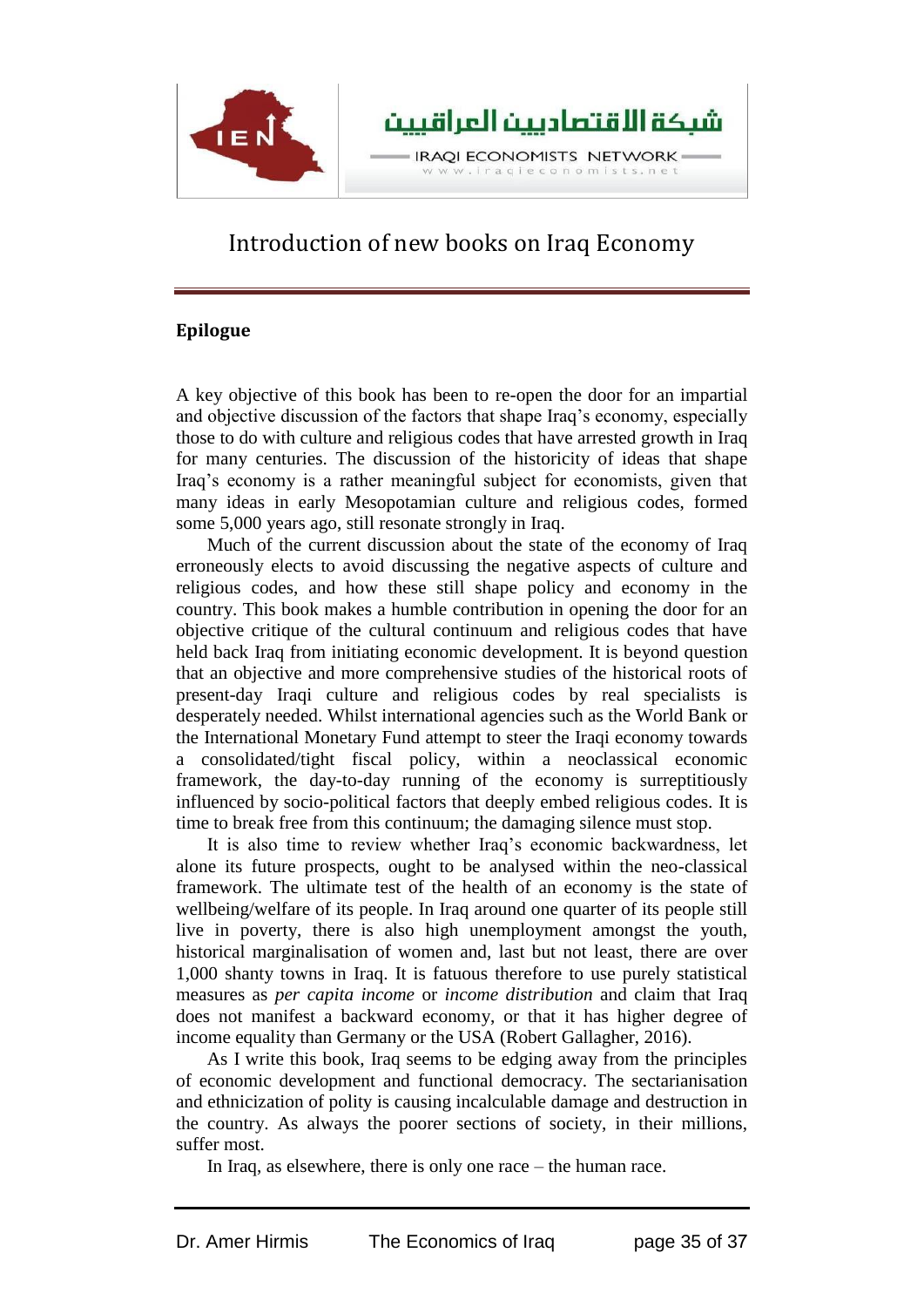## Epilogue

A key objective of this book has been to re-open the door for an impartial and objective discussion of the factors that shape Iraq's economy, especially those to do with culture and religious codes that have arrested growth in Iraq for many centuries. The discussion of the historicity of ideas that shape Iraq's economy is a rather meaningful subject for economists, given that many ideas in early Mesopotamian culture and religious codes, formed some 5,000 years ago, still resonate strongly in Iraq.

Much of the current discussion about the state of the economy of Iraq erroneously elects to avoid discussing the negative aspects of culture and religious codes, and how these still shape policy and economy in the country. This book makes a humble contribution in opening the door for an objective critique of the cultural continuum and religious codes that have held back Iraq from initiating economic development. It is beyond question that an objective and more comprehensive studies of the historical roots of present-day Iraqi culture and religious codes by real specialists is desperately needed. Whilst international agencies such as the World Bank or the International Monetary Fund attempt to steer the Iraqi economy towards a consolidated/tight fiscal policy, within a neoclassical economic framework, the day-to-day running of the economy is surreptitiously influenced by socio-political factors that deeply embed religious codes. It is time to break free from this continuum; the damaging silence must stop.

It is also time to review whether Iraq's economic backwardness, let alone its future prospects, ought to be analysed within the neo-classical framework. The ultimate test of the health of an economy is the state of wellbeing/welfare of its people. In Iraq around one quarter of its people still live in poverty, there is also high unemployment amongst the youth, historical marginalisation of women and, last but not least, there are over 1,000 shanty towns in Iraq. It is fatuous therefore to use purely statistical measures as *per capita income* or *income distribution* and claim that Iraq does not manifest a backward economy, or that it has higher degree of income equality than Germany or the USA (Robert Gallagher, 2016).

As I write this book, Iraq seems to be edging away from the principles of economic development and functional democracy. The sectarianisation and ethnicization of polity is causing incalculable damage and destruction in the country. As always the poorer sections of society, in their millions, suffer most.

In Iraq, as elsewhere, there is only one race – the human race.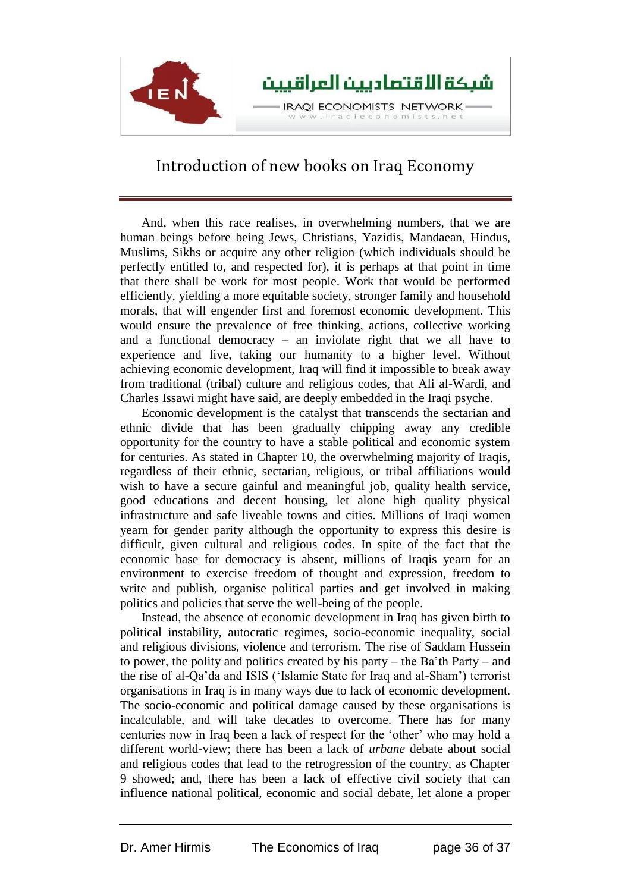And, when this race realises, in overwhelming numbers, that we are human beings before being Jews, Christians, Yazidis, Mandaean, Hindus, Muslims, Sikhs or acquire any other religion (which individuals should be perfectly entitled to, and respected for), it is perhaps at that point in time that there shall be work for most people. Work that would be performed efficiently, yielding a more equitable society, stronger family and household morals, that will engender first and foremost economic development. This would ensure the prevalence of free thinking, actions, collective working and a functional democracy – an inviolate right that we all have to experience and live, taking our humanity to a higher level. Without achieving economic development, Iraq will find it impossible to break away from traditional (tribal) culture and religious codes, that Ali al-Wardi, and Charles Issawi might have said, are deeply embedded in the Iraqi psyche.

Economic development is the catalyst that transcends the sectarian and ethnic divide that has been gradually chipping away any credible opportunity for the country to have a stable political and economic system for centuries. As stated in Chapter 10, the overwhelming majority of Iraqis, regardless of their ethnic, sectarian, religious, or tribal affiliations would wish to have a secure gainful and meaningful job, quality health service, good educations and decent housing, let alone high quality physical infrastructure and safe liveable towns and cities. Millions of Iraqi women yearn for gender parity although the opportunity to express this desire is difficult, given cultural and religious codes. In spite of the fact that the economic base for democracy is absent, millions of Iraqis yearn for an environment to exercise freedom of thought and expression, freedom to write and publish, organise political parties and get involved in making politics and policies that serve the well-being of the people.

Instead, the absence of economic development in Iraq has given birth to political instability, autocratic regimes, socio-economic inequality, social and religious divisions, violence and terrorism. The rise of Saddam Hussein to power, the polity and politics created by his party – the Ba'th Party – and the rise of al-Qa'da and ISIS ('Islamic State for Iraq and al-Sham') terrorist organisations in Iraq is in many ways due to lack of economic development. The socio-economic and political damage caused by these organisations is incalculable, and will take decades to overcome. There has for many centuries now in Iraq been a lack of respect for the 'other' who may hold a different world-view; there has been a lack of *urbane* debate about social and religious codes that lead to the retrogression of the country, as Chapter 9 showed; and, there has been a lack of effective civil society that can influence national political, economic and social debate, let alone a proper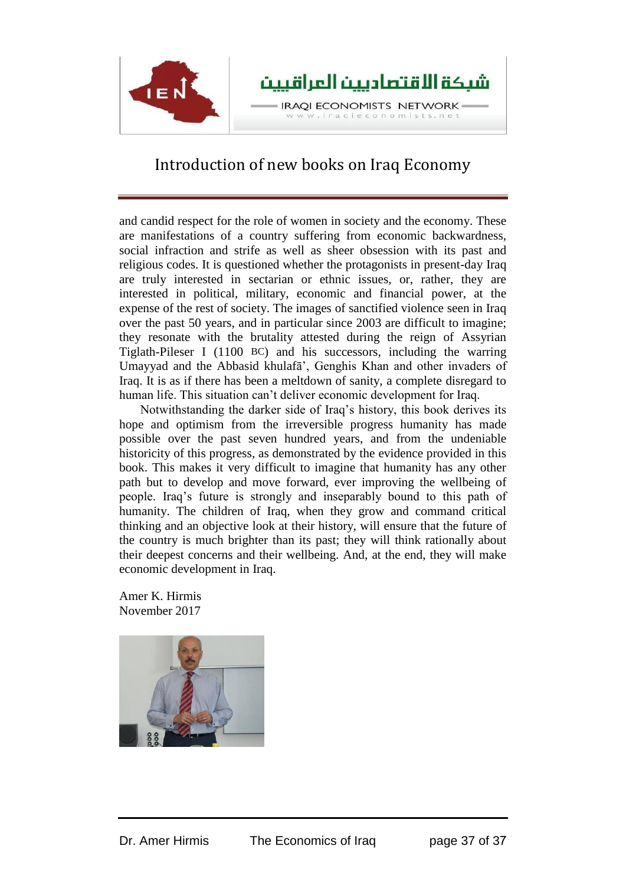and candid respect for the role of women in society and the economy. These are manifestations of a country suffering from economic backwardness, social infraction and strife as well as sheer obsession with its past and religious codes. It is questioned whether the protagonists in present-day Iraq are truly interested in sectarian or ethnic issues, or, rather, they are interested in political, military, economic and financial power, at the expense of the rest of society. The images of sanctified violence seen in Iraq over the past 50 years, and in particular since 2003 are difficult to imagine; they resonate with the brutality attested during the reign of Assyrian Tiglath-Pileser I (1100 BC) and his successors, including the warring Umayyad and the Abbasid khulafā', Genghis Khan and other invaders of Iraq. It is as if there has been a meltdown of sanity, a complete disregard to human life. This situation can't deliver economic development for Iraq.

Notwithstanding the darker side of Iraq's history, this book derives its hope and optimism from the irreversible progress humanity has made possible over the past seven hundred years, and from the undeniable historicity of this progress, as demonstrated by the evidence provided in this book. This makes it very difficult to imagine that humanity has any other path but to develop and move forward, ever improving the wellbeing of people. Iraq's future is strongly and inseparably bound to this path of humanity. The children of Iraq, when they grow and command critical thinking and an objective look at their history, will ensure that the future of the country is much brighter than its past; they will think rationally about their deepest concerns and their wellbeing. And, at the end, they will make economic development in Iraq.

Amer K. Hirmis
November 2017